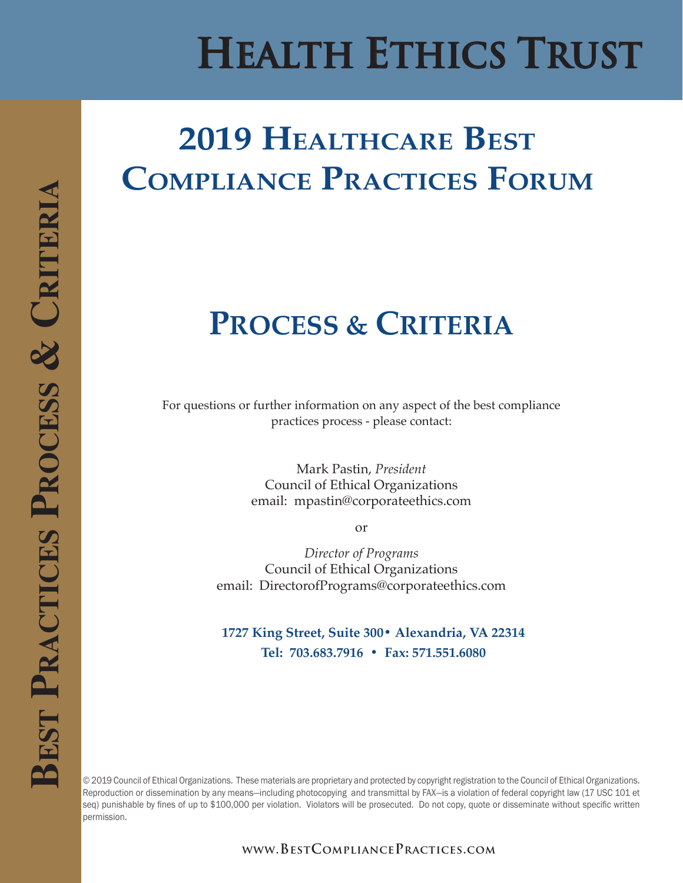# HEALTH ETHICS TRUST

**BEST PRACTICES PROCESS & CRITERIA**

## 2019 HEALTHCARE BEST COMPLIANCE PRACTICES FORUM

## PROCESS & CRITERIA

For questions or further information on any aspect of the best compliance practices process - please contact:

Mark Pastin, *President*
Council of Ethical Organizations
email: mpastin@corporateethics.com

or

*Director of Programs*
Council of Ethical Organizations
email: DirectorofPrograms@corporateethics.com

**1727 King Street, Suite 300 • Alexandria, VA 22314**
**Tel: 703.683.7916 • Fax: 571.551.6080**

© 2019 Council of Ethical Organizations. These materials are proprietary and protected by copyright registration to the Council of Ethical Organizations. Reproduction or dissemination by any means—including photocopying and transmittal by FAX—is a violation of federal copyright law (17 USC 101 et seq) punishable by fines of up to $100,000 per violation. Violators will be prosecuted. Do not copy, quote or disseminate without specific written permission.

**WWW.BESTCOMPLIANCEPRACTICES.COM**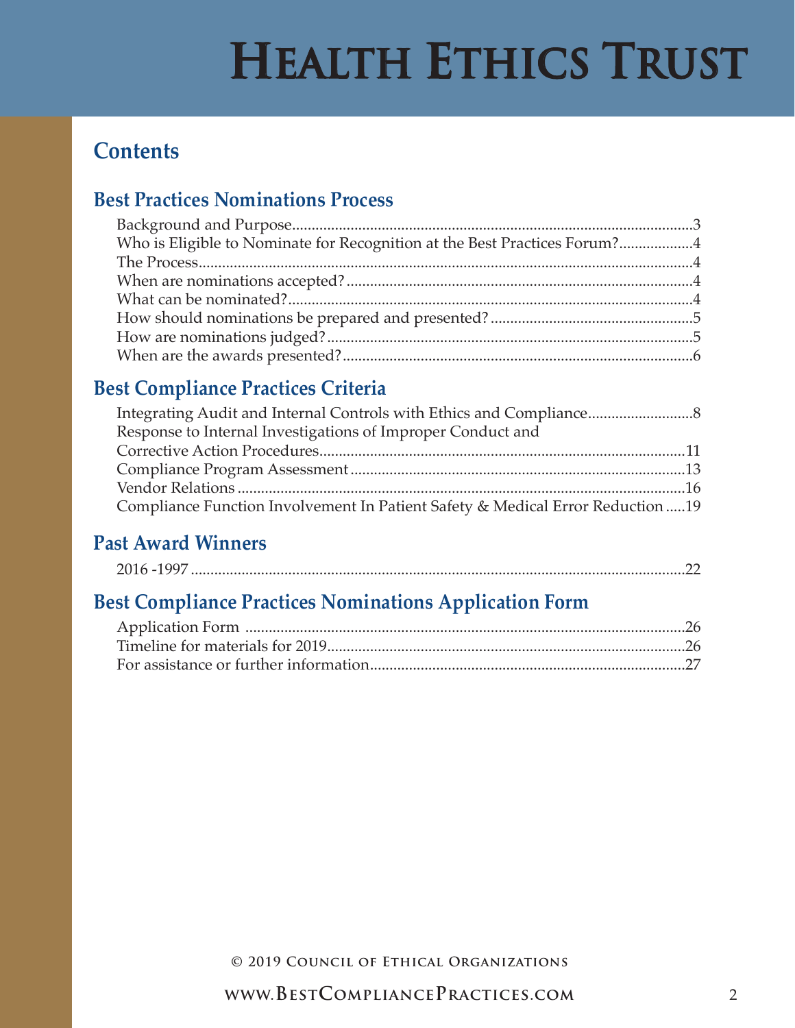# Health Ethics Trust

## Contents

### Best Practices Nominations Process

Background and Purpose.....3
Who is Eligible to Nominate for Recognition at the Best Practices Forum?.....4
The Process.....4
When are nominations accepted?.....4
What can be nominated?.....4
How should nominations be prepared and presented?.....5
How are nominations judged?.....5
When are the awards presented?.....6

### Best Compliance Practices Criteria

Integrating Audit and Internal Controls with Ethics and Compliance.....8
Response to Internal Investigations of Improper Conduct and Corrective Action Procedures.....11
Compliance Program Assessment.....13
Vendor Relations.....16
Compliance Function Involvement In Patient Safety & Medical Error Reduction.....19

### Past Award Winners

2016 -1997.....22

### Best Compliance Practices Nominations Application Form

Application Form.....26
Timeline for materials for 2019.....26
For assistance or further information.....27

© 2019 Council of Ethical Organizations

www.BestCompliancePractices.com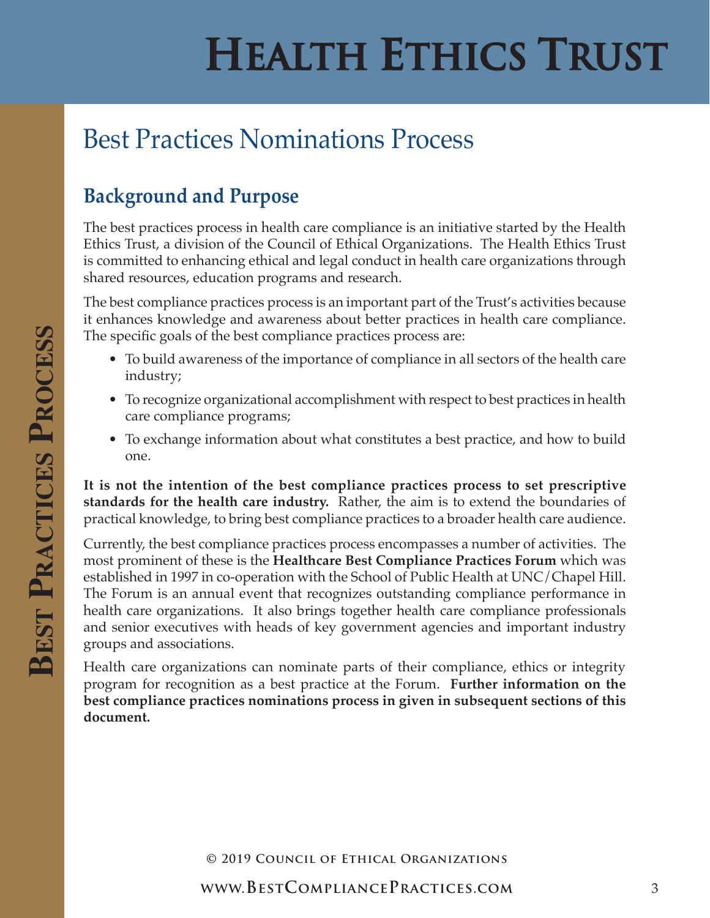## Best Practices Nominations Process

### Background and Purpose

The best practices process in health care compliance is an initiative started by the Health Ethics Trust, a division of the Council of Ethical Organizations. The Health Ethics Trust is committed to enhancing ethical and legal conduct in health care organizations through shared resources, education programs and research.

The best compliance practices process is an important part of the Trust's activities because it enhances knowledge and awareness about better practices in health care compliance. The specific goals of the best compliance practices process are:

- To build awareness of the importance of compliance in all sectors of the health care industry;
- To recognize organizational accomplishment with respect to best practices in health care compliance programs;
- To exchange information about what constitutes a best practice, and how to build one.

**It is not the intention of the best compliance practices process to set prescriptive standards for the health care industry.** Rather, the aim is to extend the boundaries of practical knowledge, to bring best compliance practices to a broader health care audience.

Currently, the best compliance practices process encompasses a number of activities. The most prominent of these is the **Healthcare Best Compliance Practices Forum** which was established in 1997 in co-operation with the School of Public Health at UNC/Chapel Hill. The Forum is an annual event that recognizes outstanding compliance performance in health care organizations. It also brings together health care compliance professionals and senior executives with heads of key government agencies and important industry groups and associations.

Health care organizations can nominate parts of their compliance, ethics or integrity program for recognition as a best practice at the Forum. **Further information on the best compliance practices nominations process in given in subsequent sections of this document.**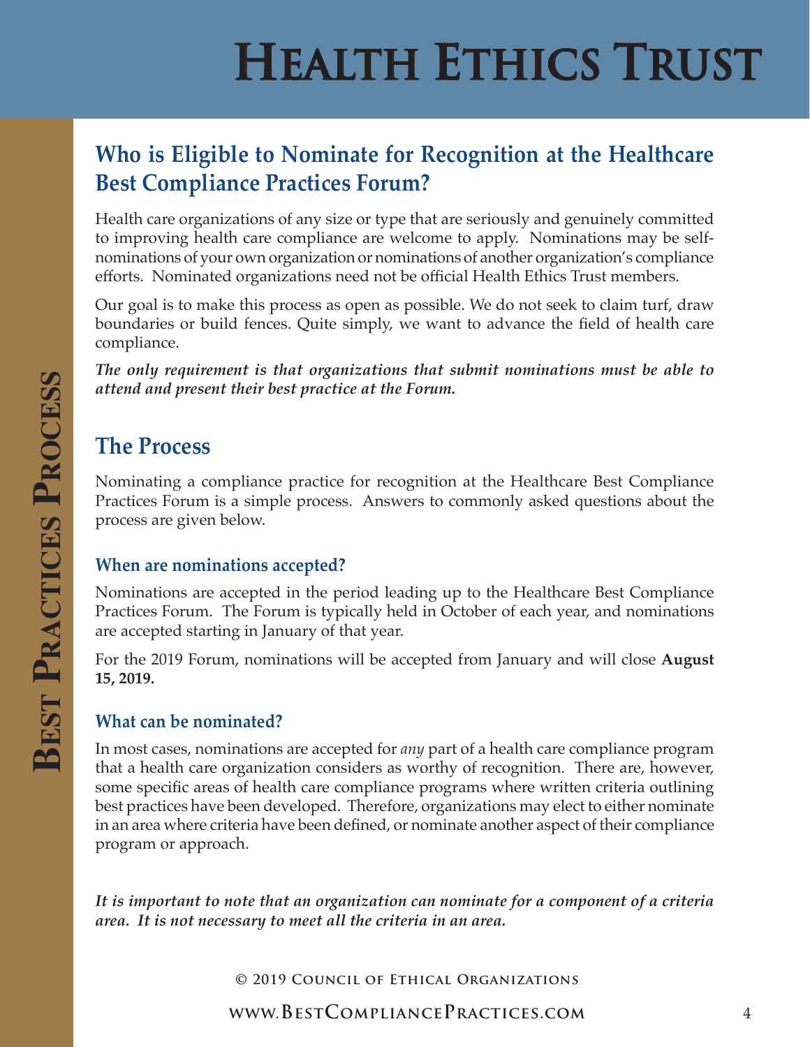## Who is Eligible to Nominate for Recognition at the Healthcare Best Compliance Practices Forum?

Health care organizations of any size or type that are seriously and genuinely committed to improving health care compliance are welcome to apply. Nominations may be self-nominations of your own organization or nominations of another organization's compliance efforts. Nominated organizations need not be official Health Ethics Trust members.

Our goal is to make this process as open as possible. We do not seek to claim turf, draw boundaries or build fences. Quite simply, we want to advance the field of health care compliance.

***The only requirement is that organizations that submit nominations must be able to attend and present their best practice at the Forum.***

## The Process

Nominating a compliance practice for recognition at the Healthcare Best Compliance Practices Forum is a simple process. Answers to commonly asked questions about the process are given below.

### When are nominations accepted?

Nominations are accepted in the period leading up to the Healthcare Best Compliance Practices Forum. The Forum is typically held in October of each year, and nominations are accepted starting in January of that year.

For the 2019 Forum, nominations will be accepted from January and will close **August 15, 2019.**

### What can be nominated?

In most cases, nominations are accepted for *any* part of a health care compliance program that a health care organization considers as worthy of recognition. There are, however, some specific areas of health care compliance programs where written criteria outlining best practices have been developed. Therefore, organizations may elect to either nominate in an area where criteria have been defined, or nominate another aspect of their compliance program or approach.

***It is important to note that an organization can nominate for a component of a criteria area. It is not necessary to meet all the criteria in an area.***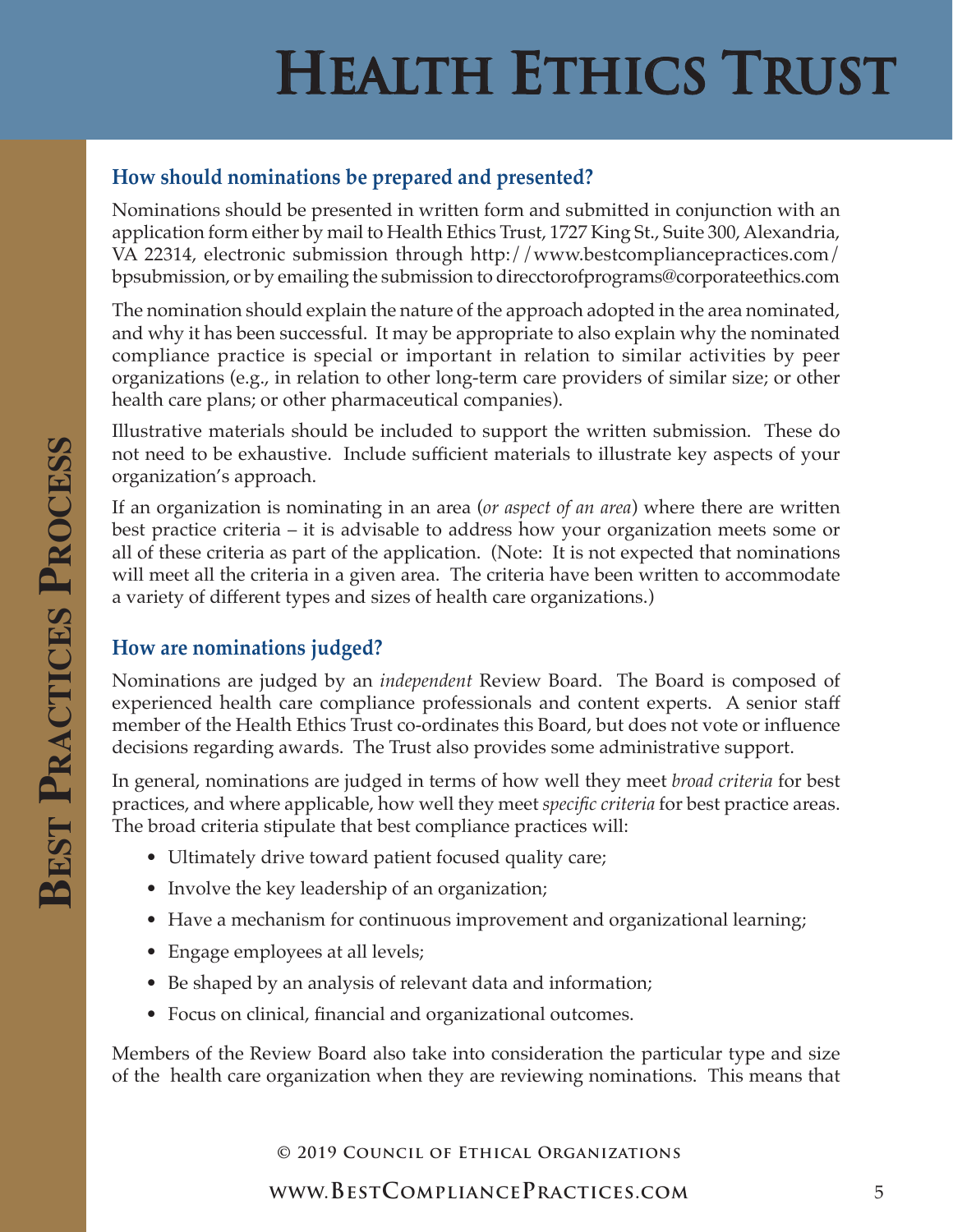## How should nominations be prepared and presented?

Nominations should be presented in written form and submitted in conjunction with an application form either by mail to Health Ethics Trust, 1727 King St., Suite 300, Alexandria, VA 22314, electronic submission through http://www.bestcompliancepractices.com/bpsubmission, or by emailing the submission to direcctorofprograms@corporateethics.com

The nomination should explain the nature of the approach adopted in the area nominated, and why it has been successful. It may be appropriate to also explain why the nominated compliance practice is special or important in relation to similar activities by peer organizations (e.g., in relation to other long-term care providers of similar size; or other health care plans; or other pharmaceutical companies).

Illustrative materials should be included to support the written submission. These do not need to be exhaustive. Include sufficient materials to illustrate key aspects of your organization's approach.

If an organization is nominating in an area (*or aspect of an area*) where there are written best practice criteria – it is advisable to address how your organization meets some or all of these criteria as part of the application. (Note: It is not expected that nominations will meet all the criteria in a given area. The criteria have been written to accommodate a variety of different types and sizes of health care organizations.)

## How are nominations judged?

Nominations are judged by an *independent* Review Board. The Board is composed of experienced health care compliance professionals and content experts. A senior staff member of the Health Ethics Trust co-ordinates this Board, but does not vote or influence decisions regarding awards. The Trust also provides some administrative support.

In general, nominations are judged in terms of how well they meet *broad criteria* for best practices, and where applicable, how well they meet *specific criteria* for best practice areas. The broad criteria stipulate that best compliance practices will:

- Ultimately drive toward patient focused quality care;
- Involve the key leadership of an organization;
- Have a mechanism for continuous improvement and organizational learning;
- Engage employees at all levels;
- Be shaped by an analysis of relevant data and information;
- Focus on clinical, financial and organizational outcomes.

Members of the Review Board also take into consideration the particular type and size of the health care organization when they are reviewing nominations. This means that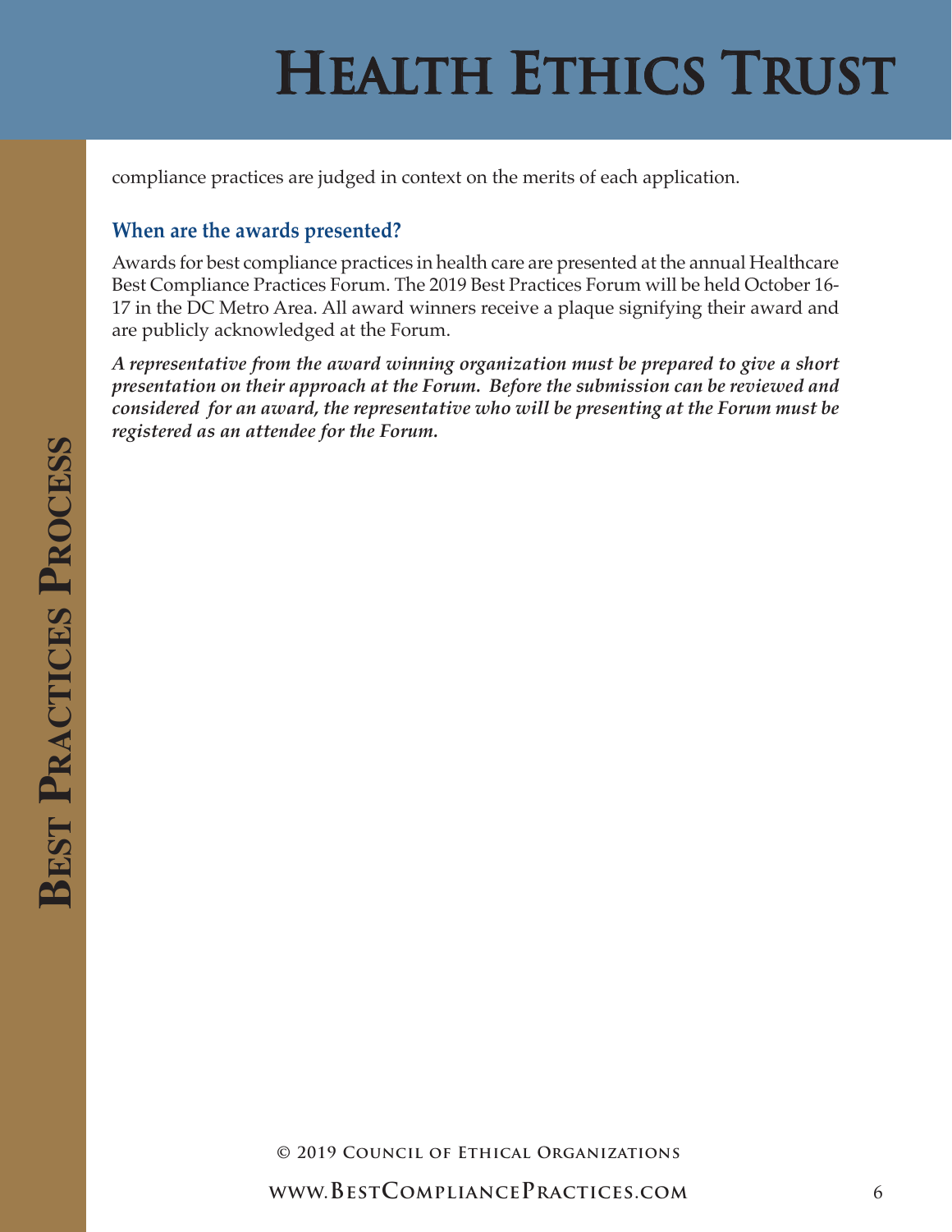compliance practices are judged in context on the merits of each application.

### When are the awards presented?

Awards for best compliance practices in health care are presented at the annual Healthcare Best Compliance Practices Forum. The 2019 Best Practices Forum will be held October 16-17 in the DC Metro Area. All award winners receive a plaque signifying their award and are publicly acknowledged at the Forum.

***A representative from the award winning organization must be prepared to give a short presentation on their approach at the Forum. Before the submission can be reviewed and considered for an award, the representative who will be presenting at the Forum must be registered as an attendee for the Forum.***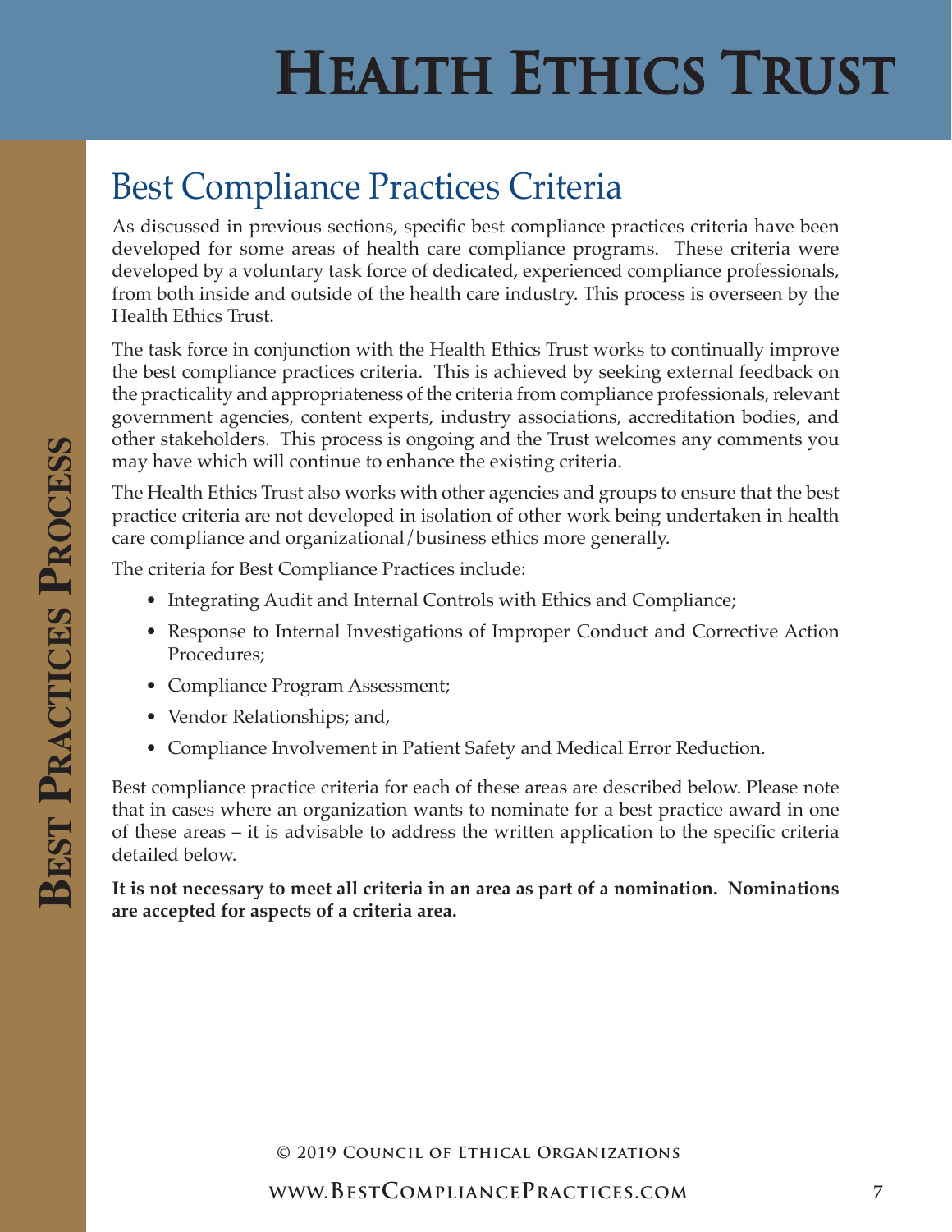## Best Compliance Practices Criteria

As discussed in previous sections, specific best compliance practices criteria have been developed for some areas of health care compliance programs. These criteria were developed by a voluntary task force of dedicated, experienced compliance professionals, from both inside and outside of the health care industry. This process is overseen by the Health Ethics Trust.

The task force in conjunction with the Health Ethics Trust works to continually improve the best compliance practices criteria. This is achieved by seeking external feedback on the practicality and appropriateness of the criteria from compliance professionals, relevant government agencies, content experts, industry associations, accreditation bodies, and other stakeholders. This process is ongoing and the Trust welcomes any comments you may have which will continue to enhance the existing criteria.

The Health Ethics Trust also works with other agencies and groups to ensure that the best practice criteria are not developed in isolation of other work being undertaken in health care compliance and organizational/business ethics more generally.

The criteria for Best Compliance Practices include:

- Integrating Audit and Internal Controls with Ethics and Compliance;
- Response to Internal Investigations of Improper Conduct and Corrective Action Procedures;
- Compliance Program Assessment;
- Vendor Relationships; and,
- Compliance Involvement in Patient Safety and Medical Error Reduction.

Best compliance practice criteria for each of these areas are described below. Please note that in cases where an organization wants to nominate for a best practice award in one of these areas – it is advisable to address the written application to the specific criteria detailed below.

**It is not necessary to meet all criteria in an area as part of a nomination. Nominations are accepted for aspects of a criteria area.**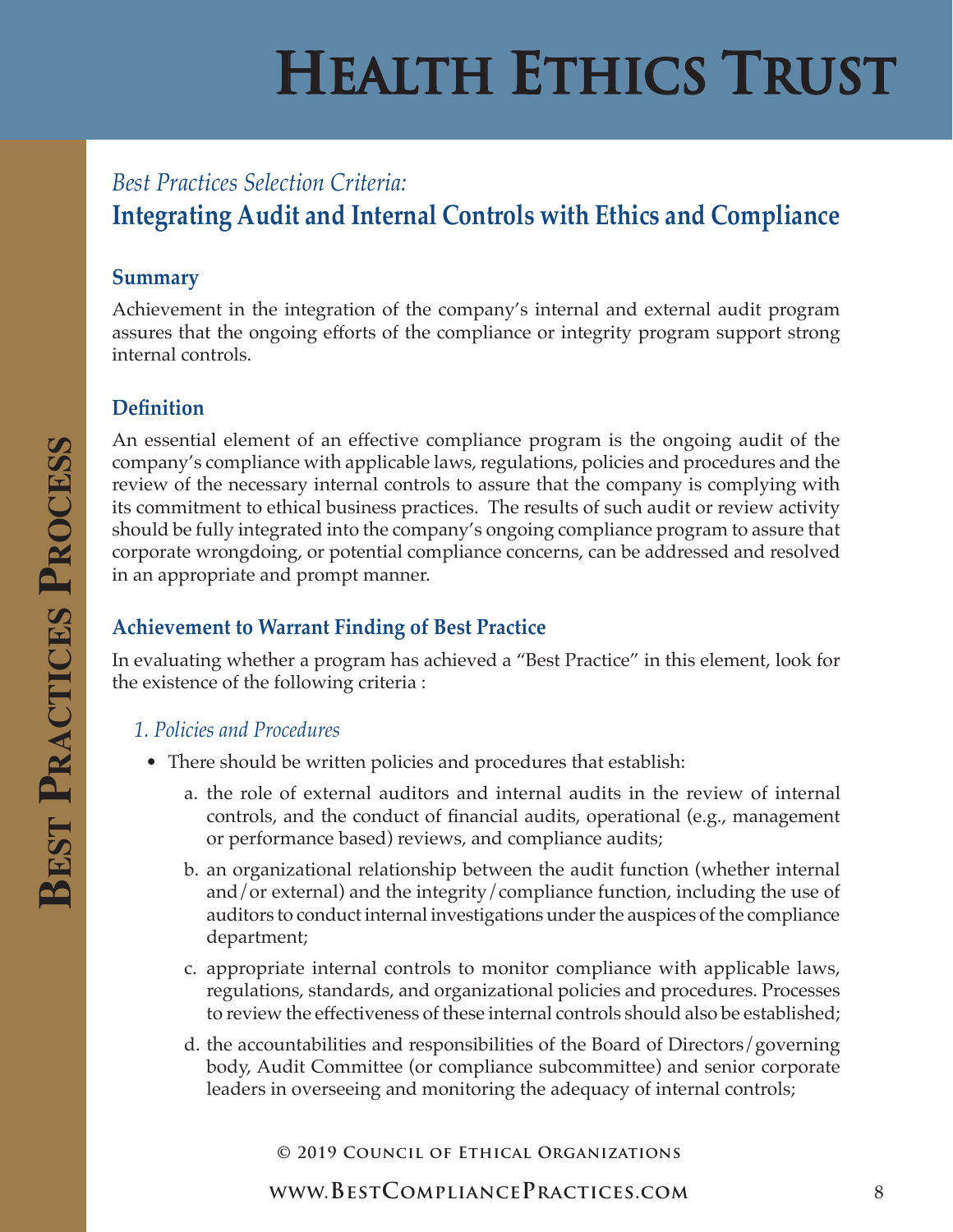*Best Practices Selection Criteria:*

## Integrating Audit and Internal Controls with Ethics and Compliance

### Summary

Achievement in the integration of the company's internal and external audit program assures that the ongoing efforts of the compliance or integrity program support strong internal controls.

### Definition

An essential element of an effective compliance program is the ongoing audit of the company's compliance with applicable laws, regulations, policies and procedures and the review of the necessary internal controls to assure that the company is complying with its commitment to ethical business practices. The results of such audit or review activity should be fully integrated into the company's ongoing compliance program to assure that corporate wrongdoing, or potential compliance concerns, can be addressed and resolved in an appropriate and prompt manner.

### Achievement to Warrant Finding of Best Practice

In evaluating whether a program has achieved a "Best Practice" in this element, look for the existence of the following criteria :

*1. Policies and Procedures*

- There should be written policies and procedures that establish:
  - a. the role of external auditors and internal audits in the review of internal controls, and the conduct of financial audits, operational (e.g., management or performance based) reviews, and compliance audits;
  - b. an organizational relationship between the audit function (whether internal and/or external) and the integrity/compliance function, including the use of auditors to conduct internal investigations under the auspices of the compliance department;
  - c. appropriate internal controls to monitor compliance with applicable laws, regulations, standards, and organizational policies and procedures. Processes to review the effectiveness of these internal controls should also be established;
  - d. the accountabilities and responsibilities of the Board of Directors/governing body, Audit Committee (or compliance subcommittee) and senior corporate leaders in overseeing and monitoring the adequacy of internal controls;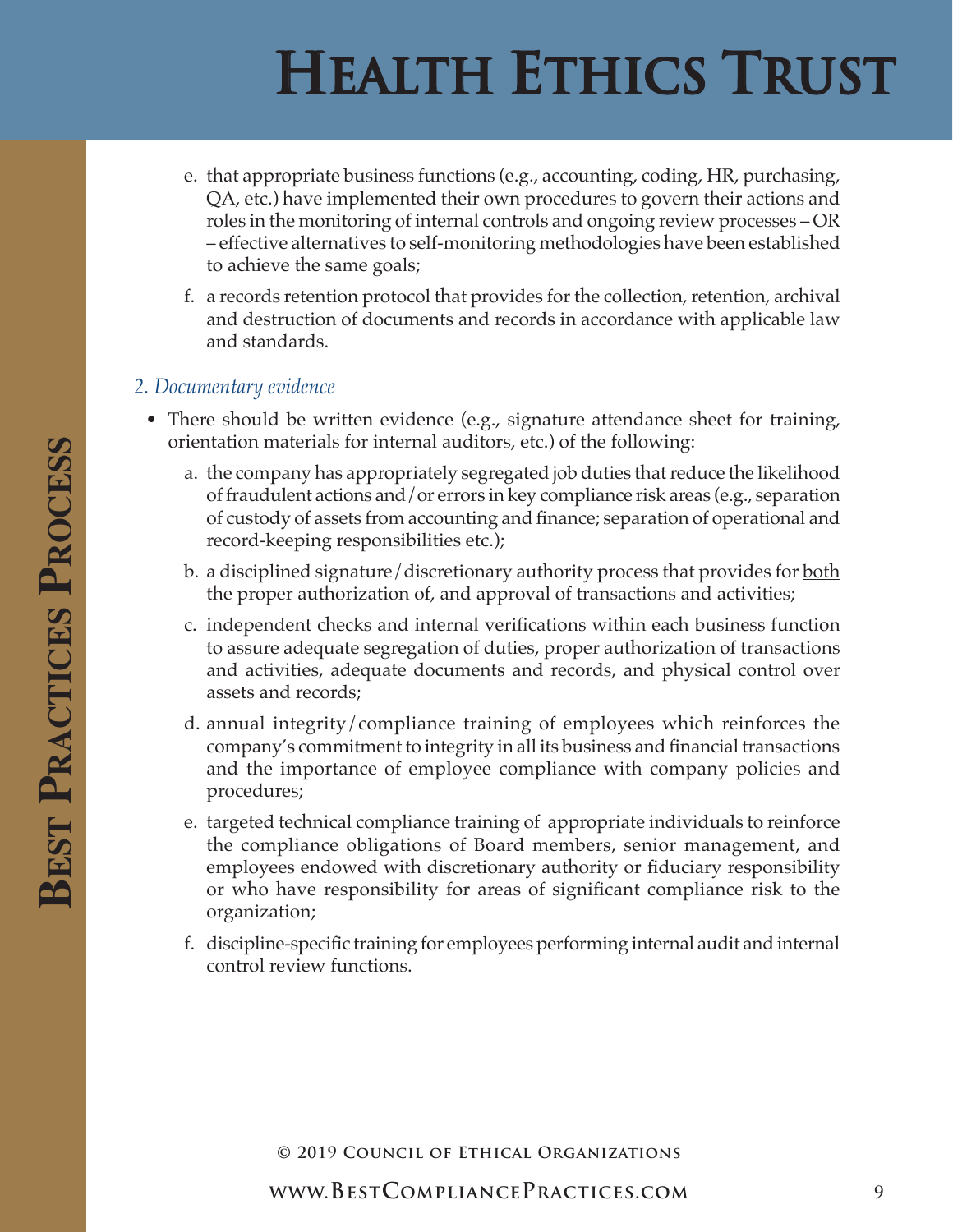e. that appropriate business functions (e.g., accounting, coding, HR, purchasing, QA, etc.) have implemented their own procedures to govern their actions and roles in the monitoring of internal controls and ongoing review processes – OR – effective alternatives to self-monitoring methodologies have been established to achieve the same goals;

f. a records retention protocol that provides for the collection, retention, archival and destruction of documents and records in accordance with applicable law and standards.

### *2. Documentary evidence*

- There should be written evidence (e.g., signature attendance sheet for training, orientation materials for internal auditors, etc.) of the following:

  a. the company has appropriately segregated job duties that reduce the likelihood of fraudulent actions and/or errors in key compliance risk areas (e.g., separation of custody of assets from accounting and finance; separation of operational and record-keeping responsibilities etc.);

  b. a disciplined signature/discretionary authority process that provides for both the proper authorization of, and approval of transactions and activities;

  c. independent checks and internal verifications within each business function to assure adequate segregation of duties, proper authorization of transactions and activities, adequate documents and records, and physical control over assets and records;

  d. annual integrity/compliance training of employees which reinforces the company's commitment to integrity in all its business and financial transactions and the importance of employee compliance with company policies and procedures;

  e. targeted technical compliance training of appropriate individuals to reinforce the compliance obligations of Board members, senior management, and employees endowed with discretionary authority or fiduciary responsibility or who have responsibility for areas of significant compliance risk to the organization;

  f. discipline-specific training for employees performing internal audit and internal control review functions.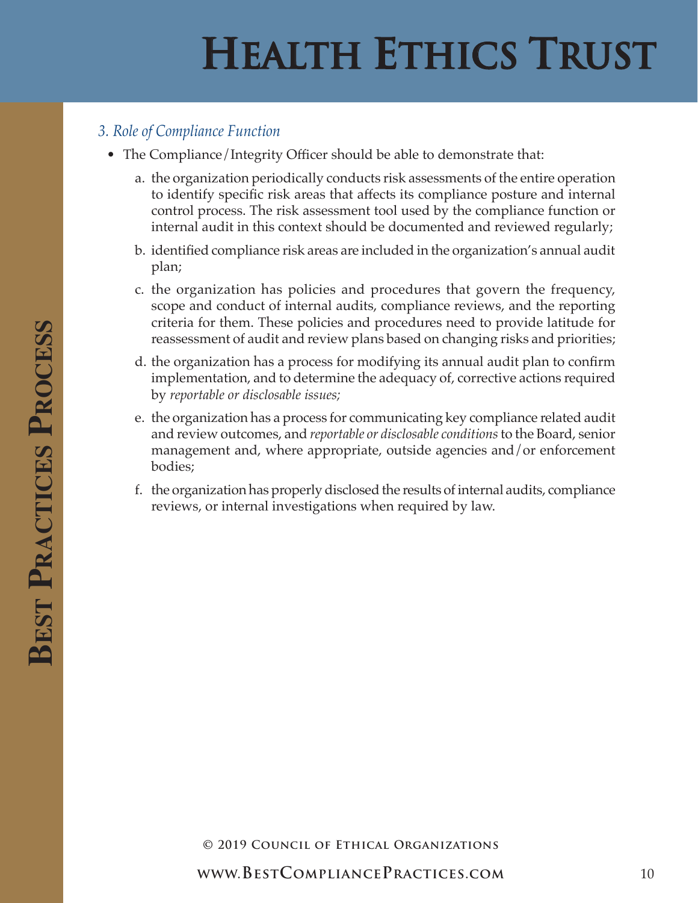### *3. Role of Compliance Function*

- The Compliance/Integrity Officer should be able to demonstrate that:

  a. the organization periodically conducts risk assessments of the entire operation to identify specific risk areas that affects its compliance posture and internal control process. The risk assessment tool used by the compliance function or internal audit in this context should be documented and reviewed regularly;

  b. identified compliance risk areas are included in the organization's annual audit plan;

  c. the organization has policies and procedures that govern the frequency, scope and conduct of internal audits, compliance reviews, and the reporting criteria for them. These policies and procedures need to provide latitude for reassessment of audit and review plans based on changing risks and priorities;

  d. the organization has a process for modifying its annual audit plan to confirm implementation, and to determine the adequacy of, corrective actions required by *reportable or disclosable issues;*

  e. the organization has a process for communicating key compliance related audit and review outcomes, and *reportable or disclosable conditions* to the Board, senior management and, where appropriate, outside agencies and/or enforcement bodies;

  f. the organization has properly disclosed the results of internal audits, compliance reviews, or internal investigations when required by law.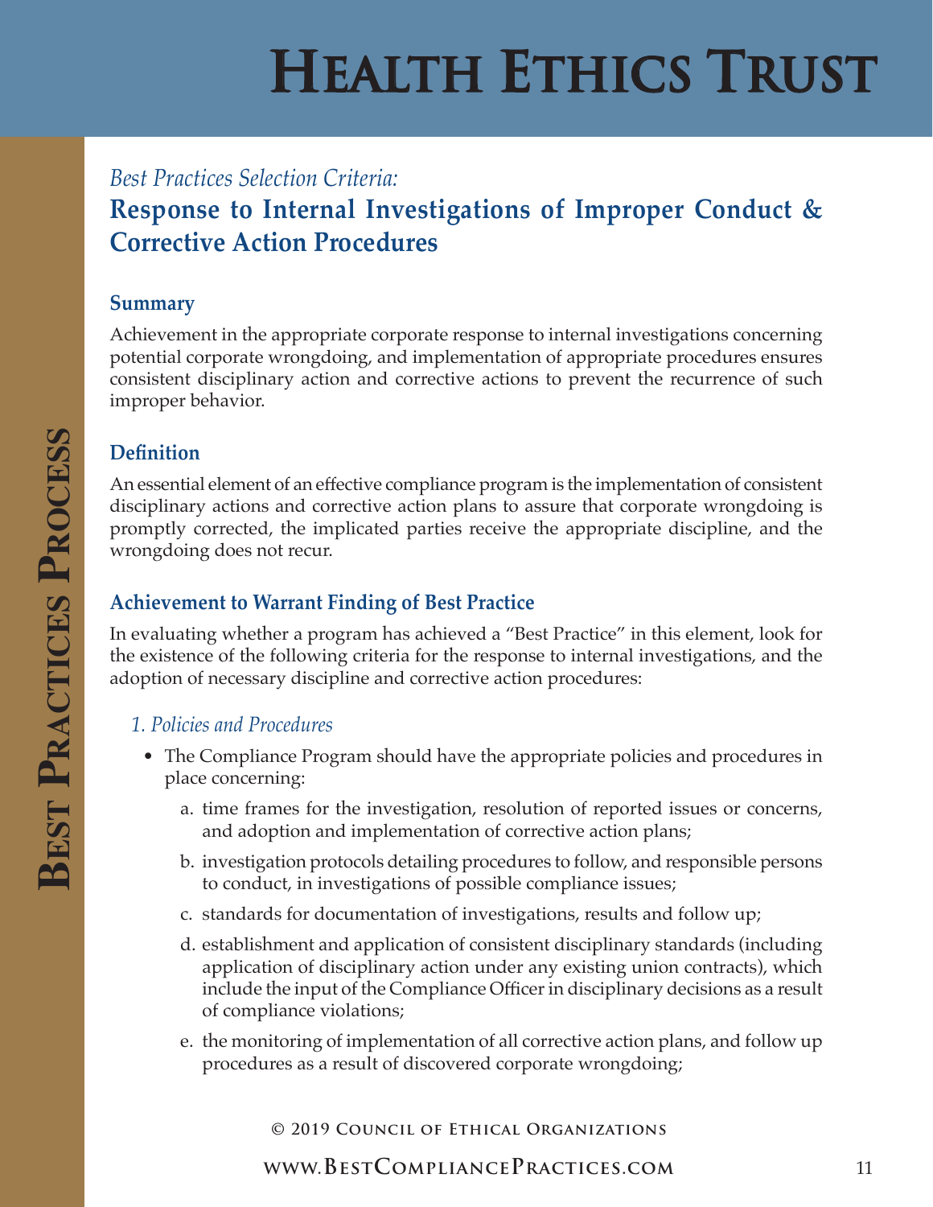*Best Practices Selection Criteria:*

## Response to Internal Investigations of Improper Conduct & Corrective Action Procedures

### Summary

Achievement in the appropriate corporate response to internal investigations concerning potential corporate wrongdoing, and implementation of appropriate procedures ensures consistent disciplinary action and corrective actions to prevent the recurrence of such improper behavior.

### Definition

An essential element of an effective compliance program is the implementation of consistent disciplinary actions and corrective action plans to assure that corporate wrongdoing is promptly corrected, the implicated parties receive the appropriate discipline, and the wrongdoing does not recur.

### Achievement to Warrant Finding of Best Practice

In evaluating whether a program has achieved a "Best Practice" in this element, look for the existence of the following criteria for the response to internal investigations, and the adoption of necessary discipline and corrective action procedures:

*1. Policies and Procedures*

- The Compliance Program should have the appropriate policies and procedures in place concerning:
  a. time frames for the investigation, resolution of reported issues or concerns, and adoption and implementation of corrective action plans;
  b. investigation protocols detailing procedures to follow, and responsible persons to conduct, in investigations of possible compliance issues;
  c. standards for documentation of investigations, results and follow up;
  d. establishment and application of consistent disciplinary standards (including application of disciplinary action under any existing union contracts), which include the input of the Compliance Officer in disciplinary decisions as a result of compliance violations;
  e. the monitoring of implementation of all corrective action plans, and follow up procedures as a result of discovered corporate wrongdoing;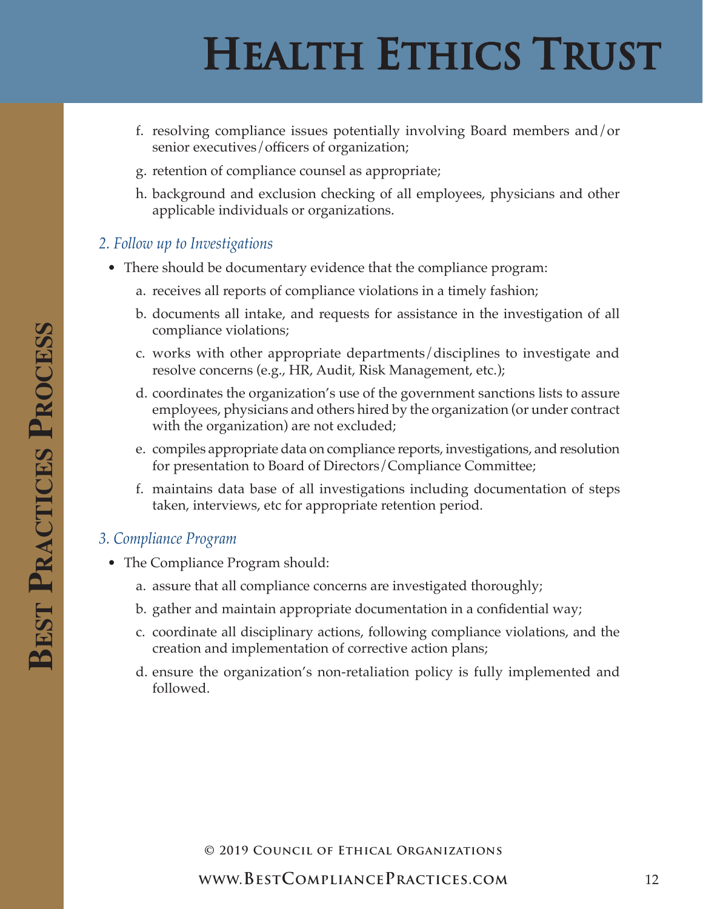f. resolving compliance issues potentially involving Board members and/or senior executives/officers of organization;

g. retention of compliance counsel as appropriate;

h. background and exclusion checking of all employees, physicians and other applicable individuals or organizations.

### *2. Follow up to Investigations*

- There should be documentary evidence that the compliance program:
  a. receives all reports of compliance violations in a timely fashion;
  
  b. documents all intake, and requests for assistance in the investigation of all compliance violations;
  
  c. works with other appropriate departments/disciplines to investigate and resolve concerns (e.g., HR, Audit, Risk Management, etc.);
  
  d. coordinates the organization's use of the government sanctions lists to assure employees, physicians and others hired by the organization (or under contract with the organization) are not excluded;
  
  e. compiles appropriate data on compliance reports, investigations, and resolution for presentation to Board of Directors/Compliance Committee;
  
  f. maintains data base of all investigations including documentation of steps taken, interviews, etc for appropriate retention period.

### *3. Compliance Program*

- The Compliance Program should:
  a. assure that all compliance concerns are investigated thoroughly;
  
  b. gather and maintain appropriate documentation in a confidential way;
  
  c. coordinate all disciplinary actions, following compliance violations, and the creation and implementation of corrective action plans;
  
  d. ensure the organization's non-retaliation policy is fully implemented and followed.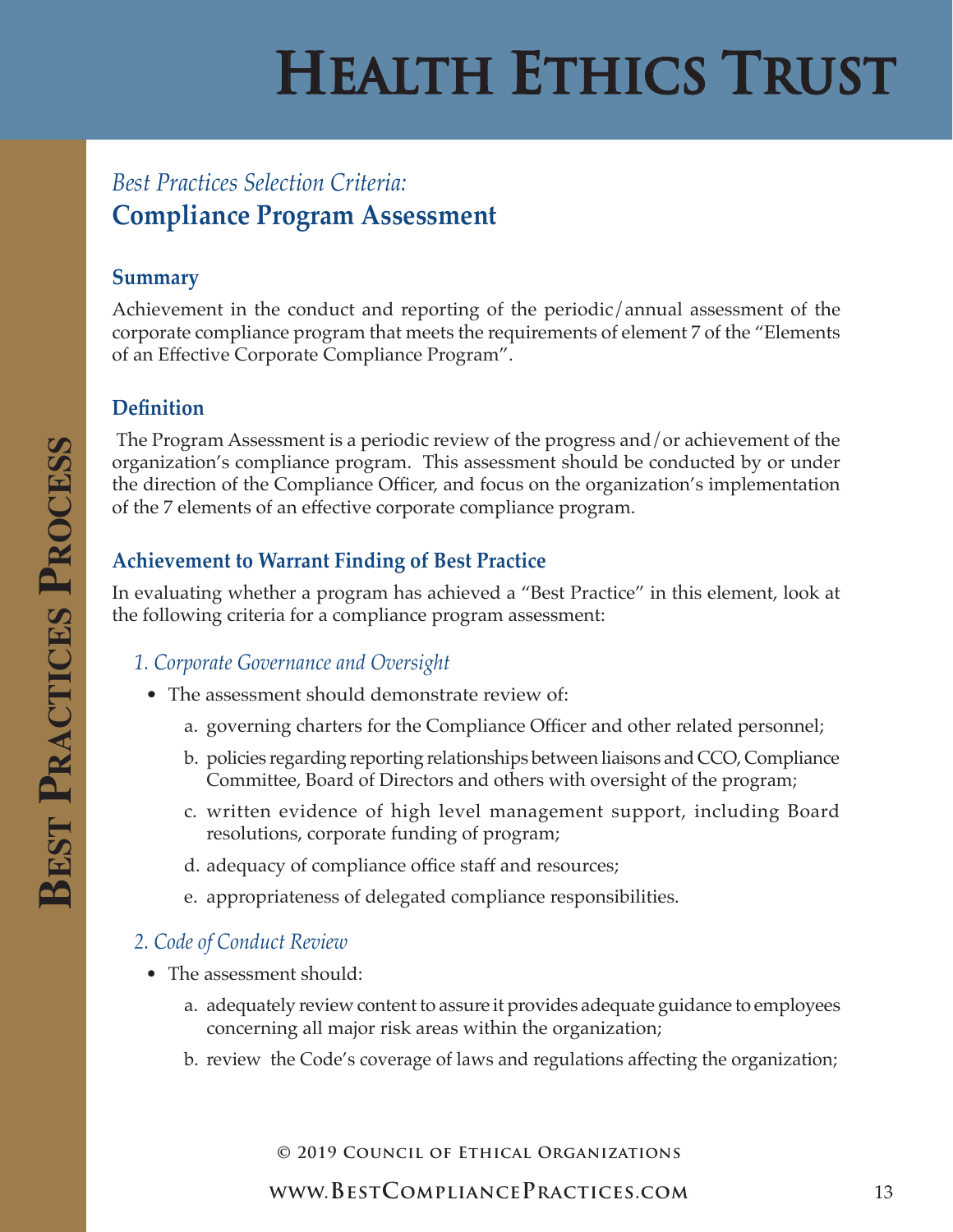*Best Practices Selection Criteria:*

## Compliance Program Assessment

### Summary

Achievement in the conduct and reporting of the periodic/annual assessment of the corporate compliance program that meets the requirements of element 7 of the "Elements of an Effective Corporate Compliance Program".

### Definition

The Program Assessment is a periodic review of the progress and/or achievement of the organization's compliance program. This assessment should be conducted by or under the direction of the Compliance Officer, and focus on the organization's implementation of the 7 elements of an effective corporate compliance program.

### Achievement to Warrant Finding of Best Practice

In evaluating whether a program has achieved a "Best Practice" in this element, look at the following criteria for a compliance program assessment:

*1. Corporate Governance and Oversight*

- The assessment should demonstrate review of:
  a. governing charters for the Compliance Officer and other related personnel;
  b. policies regarding reporting relationships between liaisons and CCO, Compliance Committee, Board of Directors and others with oversight of the program;
  c. written evidence of high level management support, including Board resolutions, corporate funding of program;
  d. adequacy of compliance office staff and resources;
  e. appropriateness of delegated compliance responsibilities.

*2. Code of Conduct Review*

- The assessment should:
  a. adequately review content to assure it provides adequate guidance to employees concerning all major risk areas within the organization;
  b. review the Code's coverage of laws and regulations affecting the organization;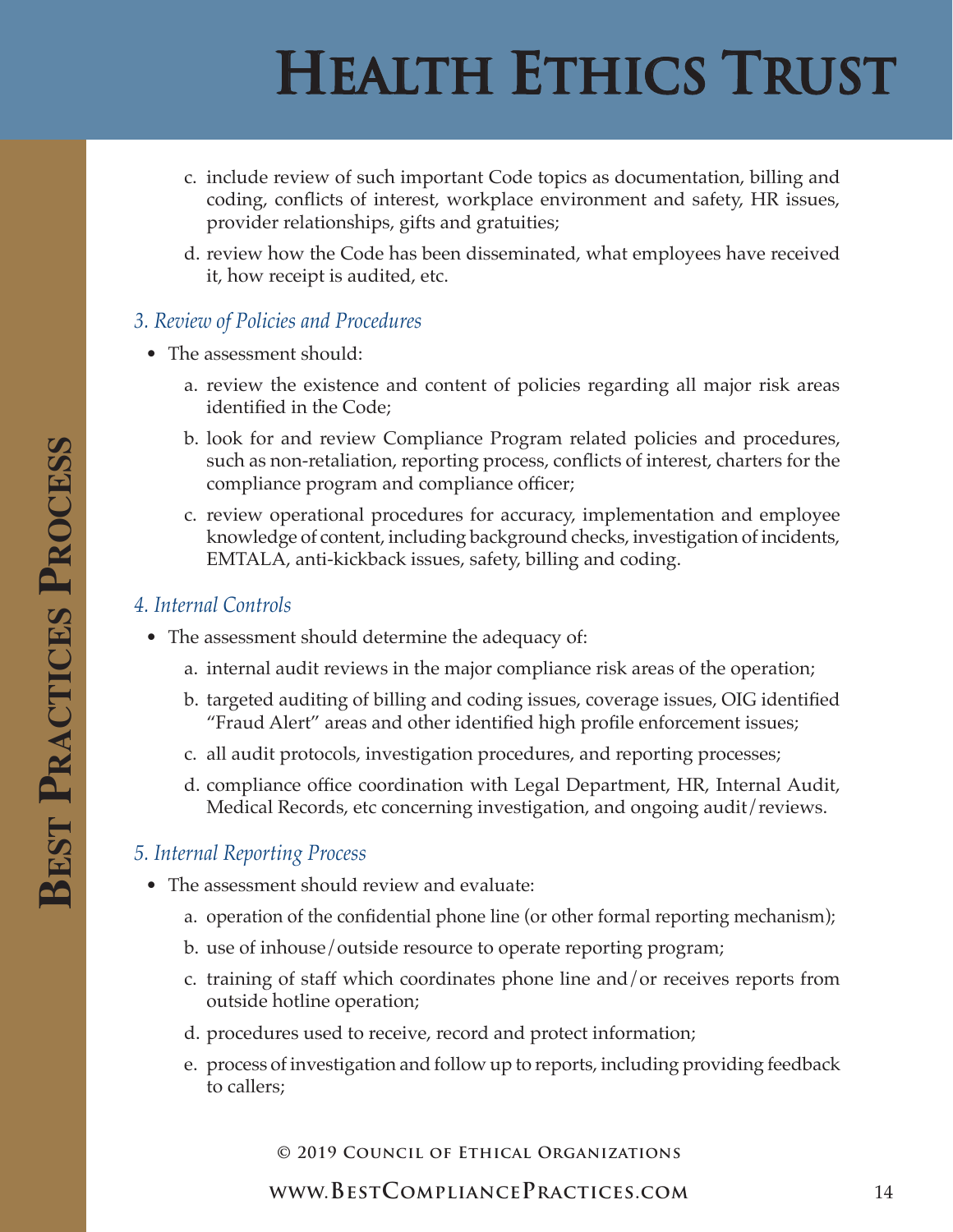c. include review of such important Code topics as documentation, billing and coding, conflicts of interest, workplace environment and safety, HR issues, provider relationships, gifts and gratuities;

d. review how the Code has been disseminated, what employees have received it, how receipt is audited, etc.

### *3. Review of Policies and Procedures*

- The assessment should:
  - a. review the existence and content of policies regarding all major risk areas identified in the Code;
  - b. look for and review Compliance Program related policies and procedures, such as non-retaliation, reporting process, conflicts of interest, charters for the compliance program and compliance officer;
  - c. review operational procedures for accuracy, implementation and employee knowledge of content, including background checks, investigation of incidents, EMTALA, anti-kickback issues, safety, billing and coding.

### *4. Internal Controls*

- The assessment should determine the adequacy of:
  - a. internal audit reviews in the major compliance risk areas of the operation;
  - b. targeted auditing of billing and coding issues, coverage issues, OIG identified "Fraud Alert" areas and other identified high profile enforcement issues;
  - c. all audit protocols, investigation procedures, and reporting processes;
  - d. compliance office coordination with Legal Department, HR, Internal Audit, Medical Records, etc concerning investigation, and ongoing audit/reviews.

### *5. Internal Reporting Process*

- The assessment should review and evaluate:
  - a. operation of the confidential phone line (or other formal reporting mechanism);
  - b. use of inhouse/outside resource to operate reporting program;
  - c. training of staff which coordinates phone line and/or receives reports from outside hotline operation;
  - d. procedures used to receive, record and protect information;
  - e. process of investigation and follow up to reports, including providing feedback to callers;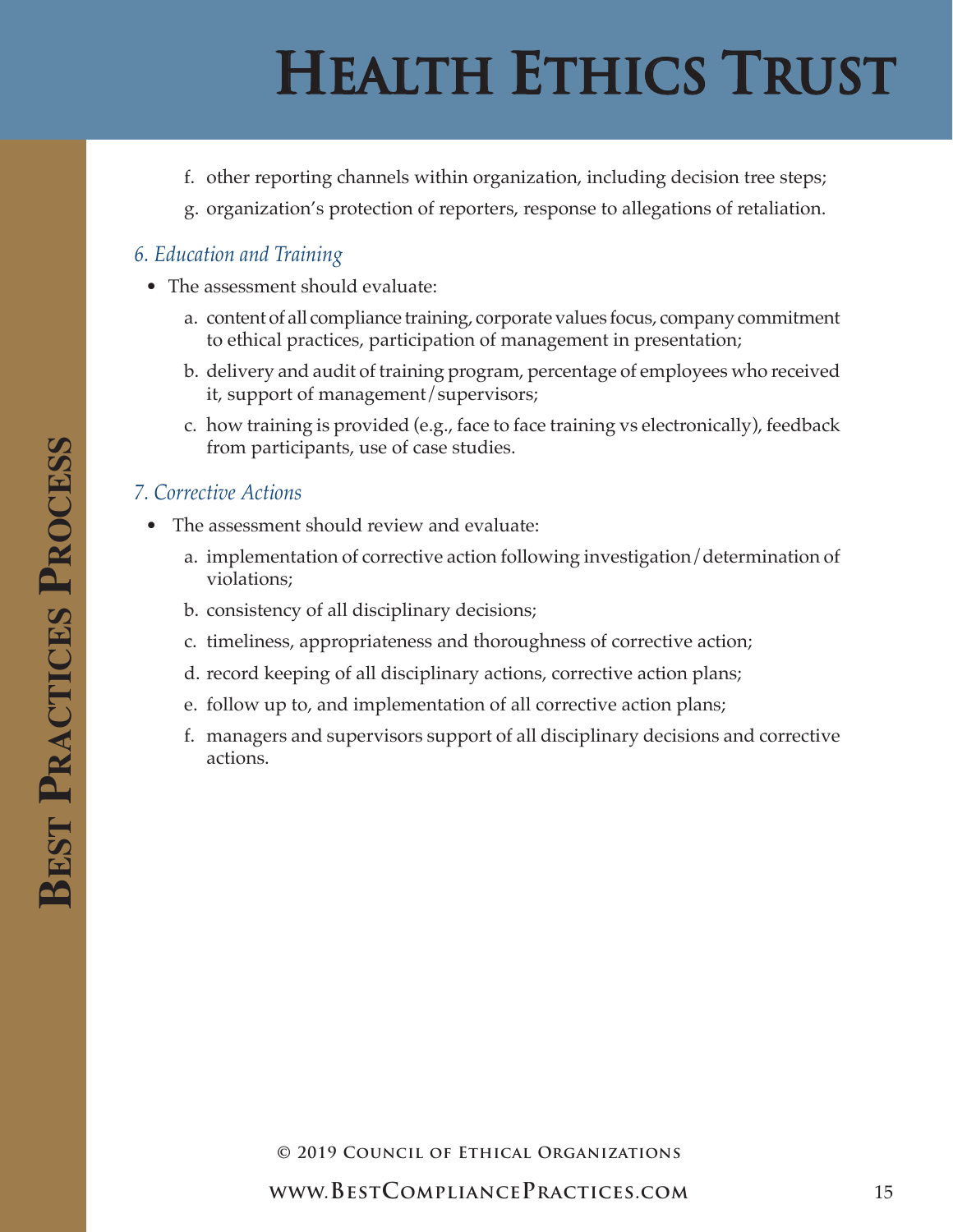f. other reporting channels within organization, including decision tree steps;

g. organization's protection of reporters, response to allegations of retaliation.

### *6. Education and Training*

- The assessment should evaluate:

  a. content of all compliance training, corporate values focus, company commitment to ethical practices, participation of management in presentation;

  b. delivery and audit of training program, percentage of employees who received it, support of management/supervisors;

  c. how training is provided (e.g., face to face training vs electronically), feedback from participants, use of case studies.

### *7. Corrective Actions*

- The assessment should review and evaluate:

  a. implementation of corrective action following investigation/determination of violations;

  b. consistency of all disciplinary decisions;

  c. timeliness, appropriateness and thoroughness of corrective action;

  d. record keeping of all disciplinary actions, corrective action plans;

  e. follow up to, and implementation of all corrective action plans;

  f. managers and supervisors support of all disciplinary decisions and corrective actions.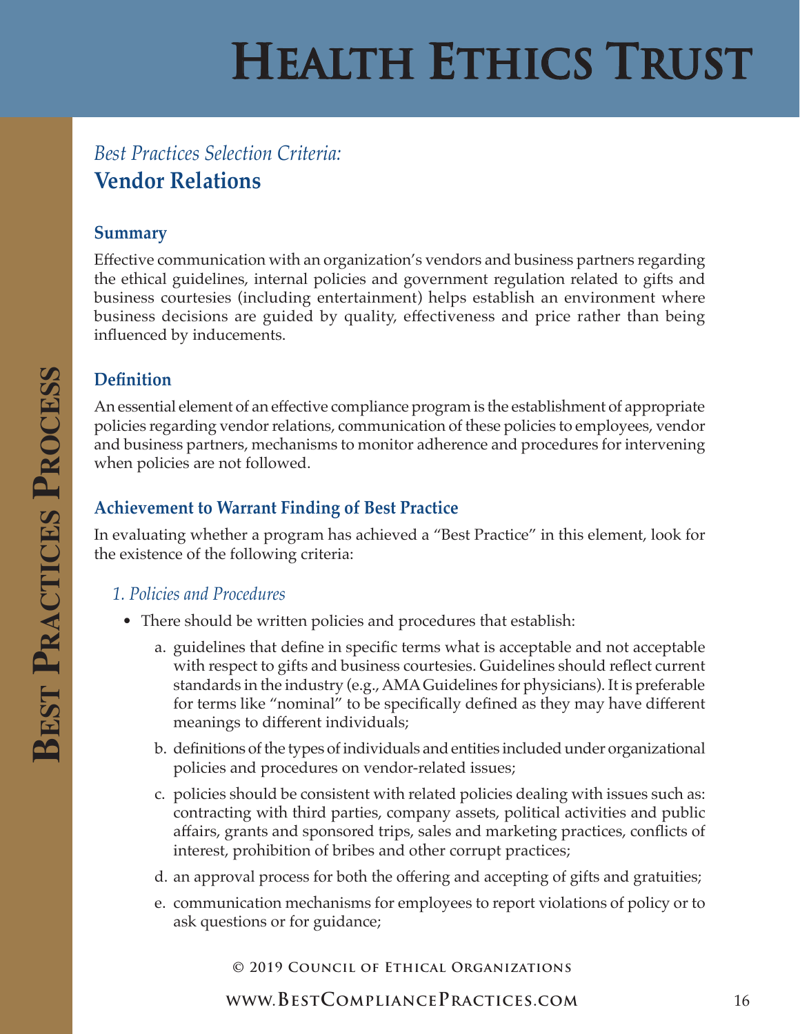*Best Practices Selection Criteria:*

## Vendor Relations

### Summary

Effective communication with an organization's vendors and business partners regarding the ethical guidelines, internal policies and government regulation related to gifts and business courtesies (including entertainment) helps establish an environment where business decisions are guided by quality, effectiveness and price rather than being influenced by inducements.

### Definition

An essential element of an effective compliance program is the establishment of appropriate policies regarding vendor relations, communication of these policies to employees, vendor and business partners, mechanisms to monitor adherence and procedures for intervening when policies are not followed.

### Achievement to Warrant Finding of Best Practice

In evaluating whether a program has achieved a "Best Practice" in this element, look for the existence of the following criteria:

*1. Policies and Procedures*

- There should be written policies and procedures that establish:
  a. guidelines that define in specific terms what is acceptable and not acceptable with respect to gifts and business courtesies. Guidelines should reflect current standards in the industry (e.g., AMA Guidelines for physicians). It is preferable for terms like "nominal" to be specifically defined as they may have different meanings to different individuals;
  b. definitions of the types of individuals and entities included under organizational policies and procedures on vendor-related issues;
  c. policies should be consistent with related policies dealing with issues such as: contracting with third parties, company assets, political activities and public affairs, grants and sponsored trips, sales and marketing practices, conflicts of interest, prohibition of bribes and other corrupt practices;
  d. an approval process for both the offering and accepting of gifts and gratuities;
  e. communication mechanisms for employees to report violations of policy or to ask questions or for guidance;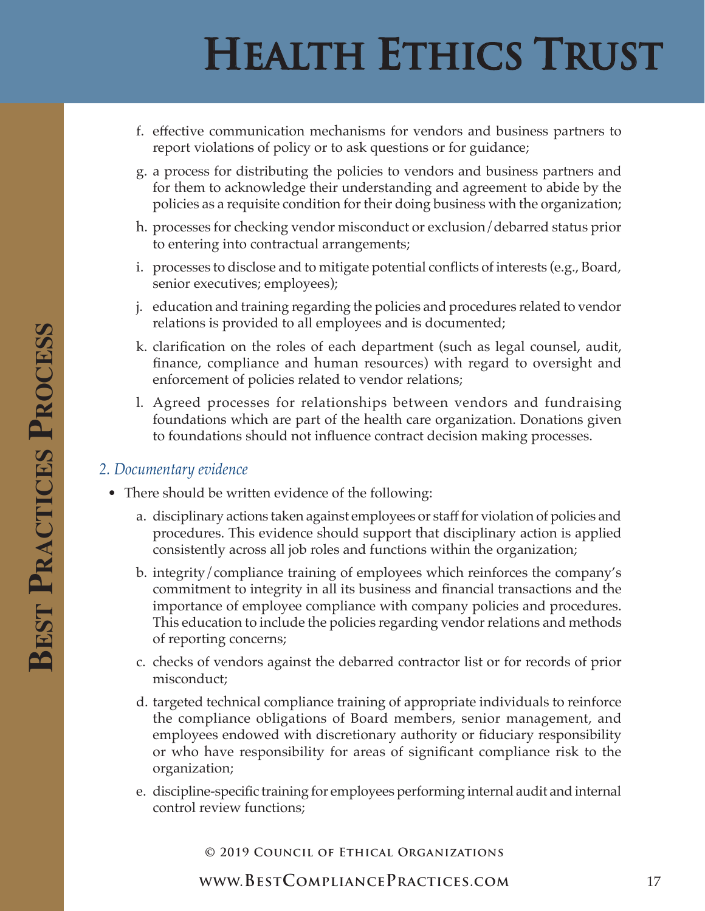f. effective communication mechanisms for vendors and business partners to report violations of policy or to ask questions or for guidance;

g. a process for distributing the policies to vendors and business partners and for them to acknowledge their understanding and agreement to abide by the policies as a requisite condition for their doing business with the organization;

h. processes for checking vendor misconduct or exclusion/debarred status prior to entering into contractual arrangements;

i. processes to disclose and to mitigate potential conflicts of interests (e.g., Board, senior executives; employees);

j. education and training regarding the policies and procedures related to vendor relations is provided to all employees and is documented;

k. clarification on the roles of each department (such as legal counsel, audit, finance, compliance and human resources) with regard to oversight and enforcement of policies related to vendor relations;

l. Agreed processes for relationships between vendors and fundraising foundations which are part of the health care organization. Donations given to foundations should not influence contract decision making processes.

### *2. Documentary evidence*

- There should be written evidence of the following:

  a. disciplinary actions taken against employees or staff for violation of policies and procedures. This evidence should support that disciplinary action is applied consistently across all job roles and functions within the organization;

  b. integrity/compliance training of employees which reinforces the company's commitment to integrity in all its business and financial transactions and the importance of employee compliance with company policies and procedures. This education to include the policies regarding vendor relations and methods of reporting concerns;

  c. checks of vendors against the debarred contractor list or for records of prior misconduct;

  d. targeted technical compliance training of appropriate individuals to reinforce the compliance obligations of Board members, senior management, and employees endowed with discretionary authority or fiduciary responsibility or who have responsibility for areas of significant compliance risk to the organization;

  e. discipline-specific training for employees performing internal audit and internal control review functions;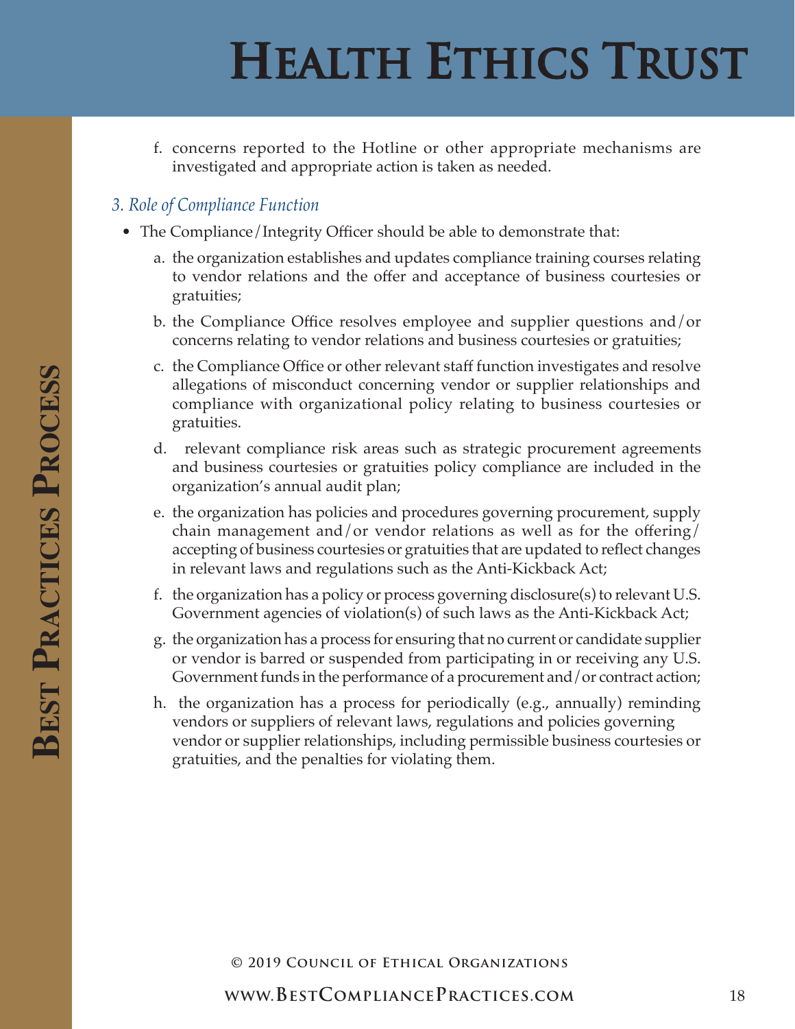f. concerns reported to the Hotline or other appropriate mechanisms are investigated and appropriate action is taken as needed.

### *3. Role of Compliance Function*

- The Compliance/Integrity Officer should be able to demonstrate that:

  a. the organization establishes and updates compliance training courses relating to vendor relations and the offer and acceptance of business courtesies or gratuities;

  b. the Compliance Office resolves employee and supplier questions and/or concerns relating to vendor relations and business courtesies or gratuities;

  c. the Compliance Office or other relevant staff function investigates and resolve allegations of misconduct concerning vendor or supplier relationships and compliance with organizational policy relating to business courtesies or gratuities.

  d. relevant compliance risk areas such as strategic procurement agreements and business courtesies or gratuities policy compliance are included in the organization's annual audit plan;

  e. the organization has policies and procedures governing procurement, supply chain management and/or vendor relations as well as for the offering/accepting of business courtesies or gratuities that are updated to reflect changes in relevant laws and regulations such as the Anti-Kickback Act;

  f. the organization has a policy or process governing disclosure(s) to relevant U.S. Government agencies of violation(s) of such laws as the Anti-Kickback Act;

  g. the organization has a process for ensuring that no current or candidate supplier or vendor is barred or suspended from participating in or receiving any U.S. Government funds in the performance of a procurement and/or contract action;

  h. the organization has a process for periodically (e.g., annually) reminding vendors or suppliers of relevant laws, regulations and policies governing vendor or supplier relationships, including permissible business courtesies or gratuities, and the penalties for violating them.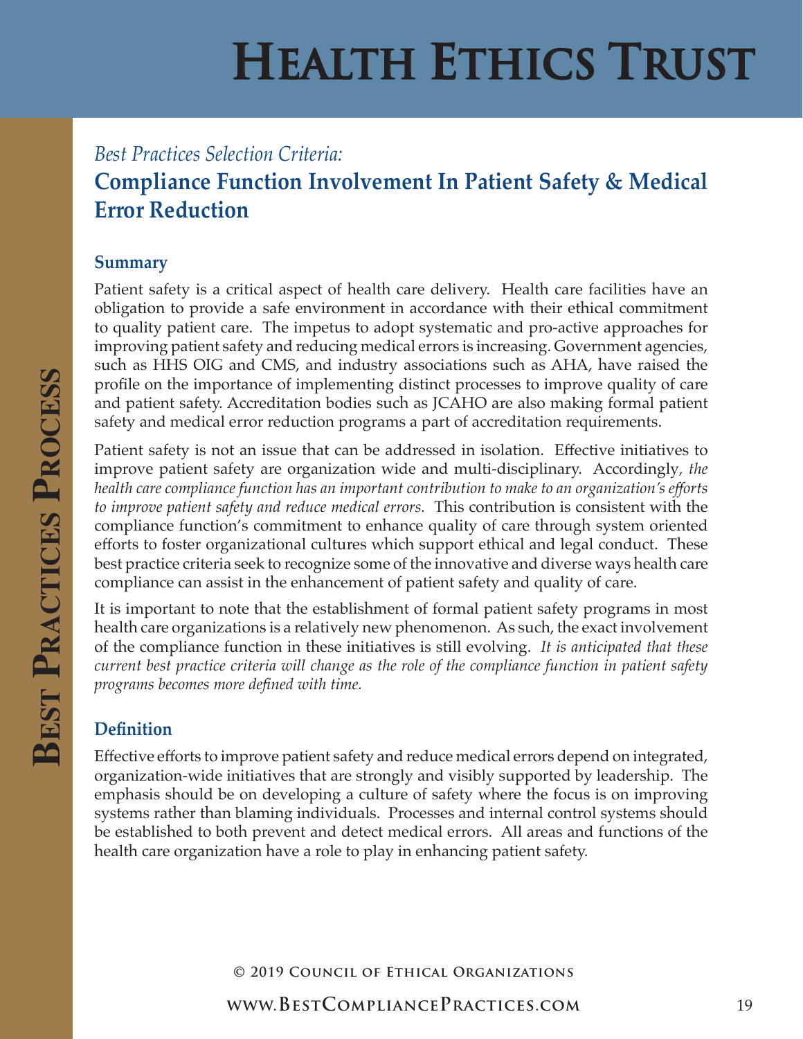*Best Practices Selection Criteria:*

## Compliance Function Involvement In Patient Safety & Medical Error Reduction

### Summary

Patient safety is a critical aspect of health care delivery. Health care facilities have an obligation to provide a safe environment in accordance with their ethical commitment to quality patient care. The impetus to adopt systematic and pro-active approaches for improving patient safety and reducing medical errors is increasing. Government agencies, such as HHS OIG and CMS, and industry associations such as AHA, have raised the profile on the importance of implementing distinct processes to improve quality of care and patient safety. Accreditation bodies such as JCAHO are also making formal patient safety and medical error reduction programs a part of accreditation requirements.

Patient safety is not an issue that can be addressed in isolation. Effective initiatives to improve patient safety are organization wide and multi-disciplinary. Accordingly, *the health care compliance function has an important contribution to make to an organization's efforts to improve patient safety and reduce medical errors.* This contribution is consistent with the compliance function's commitment to enhance quality of care through system oriented efforts to foster organizational cultures which support ethical and legal conduct. These best practice criteria seek to recognize some of the innovative and diverse ways health care compliance can assist in the enhancement of patient safety and quality of care.

It is important to note that the establishment of formal patient safety programs in most health care organizations is a relatively new phenomenon. As such, the exact involvement of the compliance function in these initiatives is still evolving. *It is anticipated that these current best practice criteria will change as the role of the compliance function in patient safety programs becomes more defined with time.*

### Definition

Effective efforts to improve patient safety and reduce medical errors depend on integrated, organization-wide initiatives that are strongly and visibly supported by leadership. The emphasis should be on developing a culture of safety where the focus is on improving systems rather than blaming individuals. Processes and internal control systems should be established to both prevent and detect medical errors. All areas and functions of the health care organization have a role to play in enhancing patient safety.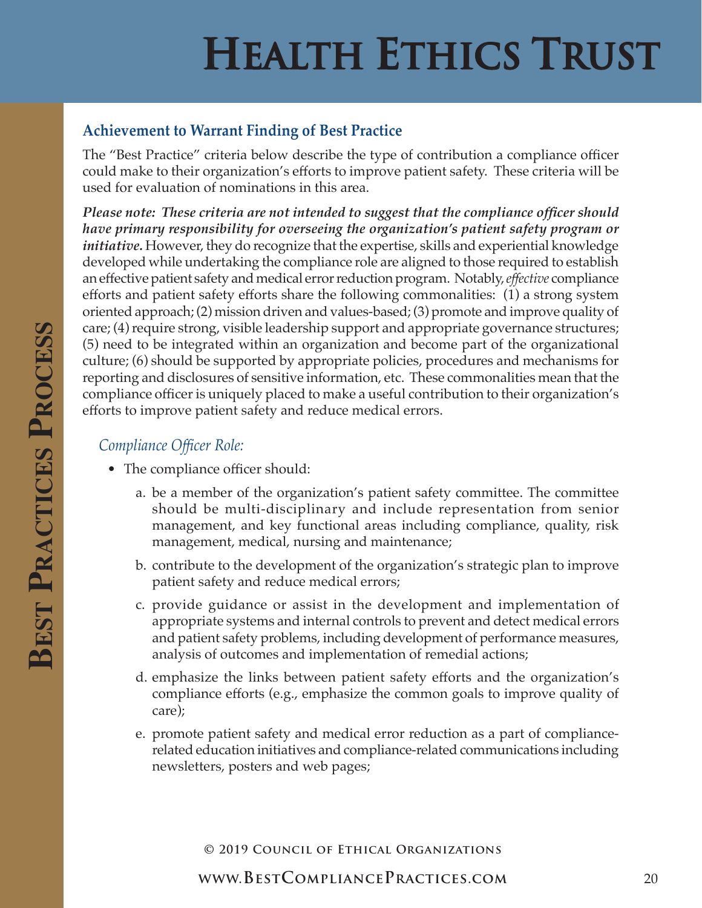### Achievement to Warrant Finding of Best Practice

The "Best Practice" criteria below describe the type of contribution a compliance officer could make to their organization's efforts to improve patient safety. These criteria will be used for evaluation of nominations in this area.

***Please note: These criteria are not intended to suggest that the compliance officer should have primary responsibility for overseeing the organization's patient safety program or initiative.*** However, they do recognize that the expertise, skills and experiential knowledge developed while undertaking the compliance role are aligned to those required to establish an effective patient safety and medical error reduction program. Notably, *effective* compliance efforts and patient safety efforts share the following commonalities: (1) a strong system oriented approach; (2) mission driven and values-based; (3) promote and improve quality of care; (4) require strong, visible leadership support and appropriate governance structures; (5) need to be integrated within an organization and become part of the organizational culture; (6) should be supported by appropriate policies, procedures and mechanisms for reporting and disclosures of sensitive information, etc. These commonalities mean that the compliance officer is uniquely placed to make a useful contribution to their organization's efforts to improve patient safety and reduce medical errors.

*Compliance Officer Role:*

- The compliance officer should:
  a. be a member of the organization's patient safety committee. The committee should be multi-disciplinary and include representation from senior management, and key functional areas including compliance, quality, risk management, medical, nursing and maintenance;
  b. contribute to the development of the organization's strategic plan to improve patient safety and reduce medical errors;
  c. provide guidance or assist in the development and implementation of appropriate systems and internal controls to prevent and detect medical errors and patient safety problems, including development of performance measures, analysis of outcomes and implementation of remedial actions;
  d. emphasize the links between patient safety efforts and the organization's compliance efforts (e.g., emphasize the common goals to improve quality of care);
  e. promote patient safety and medical error reduction as a part of compliance-related education initiatives and compliance-related communications including newsletters, posters and web pages;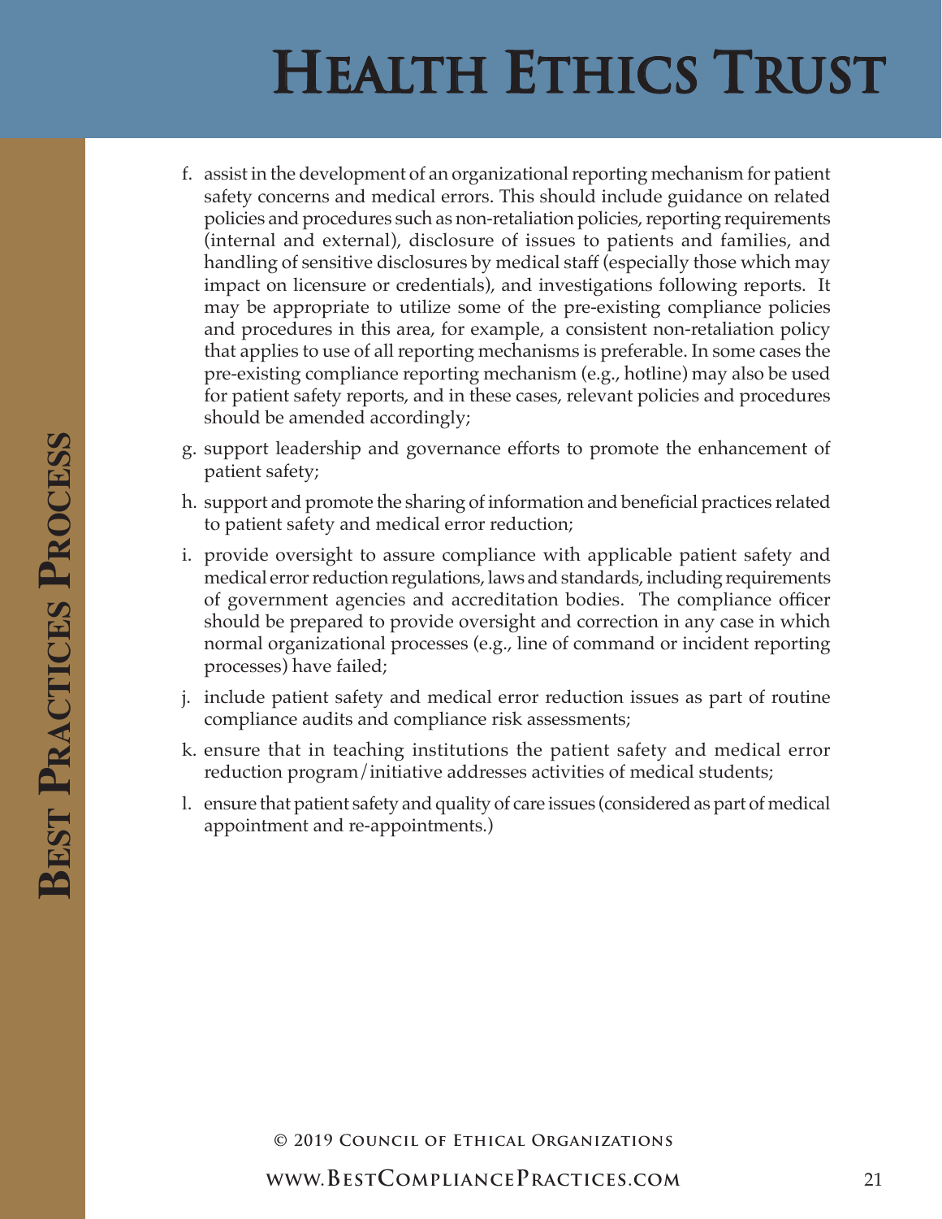f. assist in the development of an organizational reporting mechanism for patient safety concerns and medical errors. This should include guidance on related policies and procedures such as non-retaliation policies, reporting requirements (internal and external), disclosure of issues to patients and families, and handling of sensitive disclosures by medical staff (especially those which may impact on licensure or credentials), and investigations following reports. It may be appropriate to utilize some of the pre-existing compliance policies and procedures in this area, for example, a consistent non-retaliation policy that applies to use of all reporting mechanisms is preferable. In some cases the pre-existing compliance reporting mechanism (e.g., hotline) may also be used for patient safety reports, and in these cases, relevant policies and procedures should be amended accordingly;

g. support leadership and governance efforts to promote the enhancement of patient safety;

h. support and promote the sharing of information and beneficial practices related to patient safety and medical error reduction;

i. provide oversight to assure compliance with applicable patient safety and medical error reduction regulations, laws and standards, including requirements of government agencies and accreditation bodies. The compliance officer should be prepared to provide oversight and correction in any case in which normal organizational processes (e.g., line of command or incident reporting processes) have failed;

j. include patient safety and medical error reduction issues as part of routine compliance audits and compliance risk assessments;

k. ensure that in teaching institutions the patient safety and medical error reduction program/initiative addresses activities of medical students;

l. ensure that patient safety and quality of care issues (considered as part of medical appointment and re-appointments.)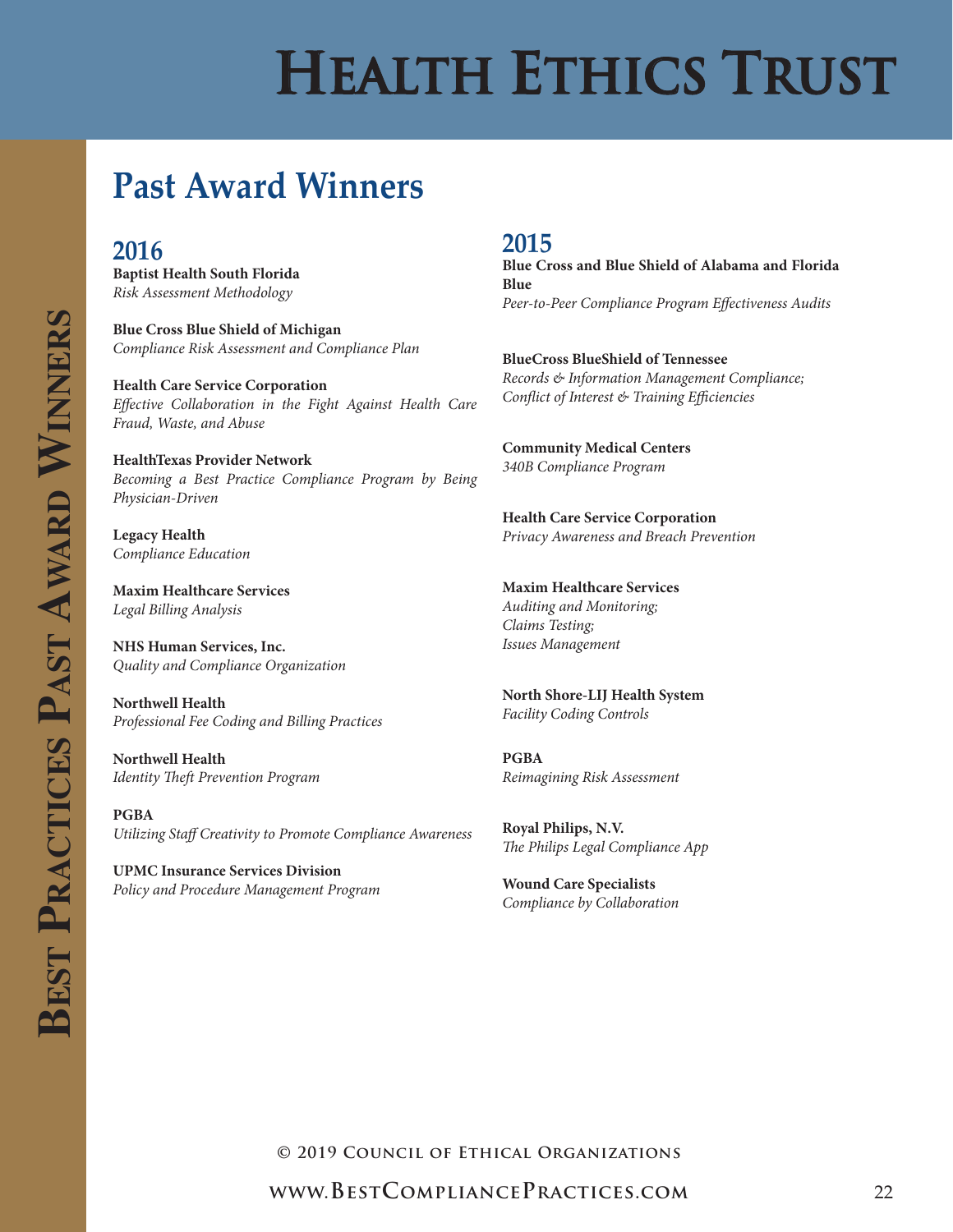# Health Ethics Trust

## Past Award Winners

### 2016

**Baptist Health South Florida**
*Risk Assessment Methodology*

**Blue Cross Blue Shield of Michigan**
*Compliance Risk Assessment and Compliance Plan*

**Health Care Service Corporation**
*Effective Collaboration in the Fight Against Health Care Fraud, Waste, and Abuse*

**HealthTexas Provider Network**
*Becoming a Best Practice Compliance Program by Being Physician-Driven*

**Legacy Health**
*Compliance Education*

**Maxim Healthcare Services**
*Legal Billing Analysis*

**NHS Human Services, Inc.**
*Quality and Compliance Organization*

**Northwell Health**
*Professional Fee Coding and Billing Practices*

**Northwell Health**
*Identity Theft Prevention Program*

**PGBA**
*Utilizing Staff Creativity to Promote Compliance Awareness*

**UPMC Insurance Services Division**
*Policy and Procedure Management Program*

### 2015

**Blue Cross and Blue Shield of Alabama and Florida Blue**
*Peer-to-Peer Compliance Program Effectiveness Audits*

**BlueCross BlueShield of Tennessee**
*Records & Information Management Compliance; Conflict of Interest & Training Efficiencies*

**Community Medical Centers**
*340B Compliance Program*

**Health Care Service Corporation**
*Privacy Awareness and Breach Prevention*

**Maxim Healthcare Services**
*Auditing and Monitoring;*
*Claims Testing;*
*Issues Management*

**North Shore-LIJ Health System**
*Facility Coding Controls*

**PGBA**
*Reimagining Risk Assessment*

**Royal Philips, N.V.**
*The Philips Legal Compliance App*

**Wound Care Specialists**
*Compliance by Collaboration*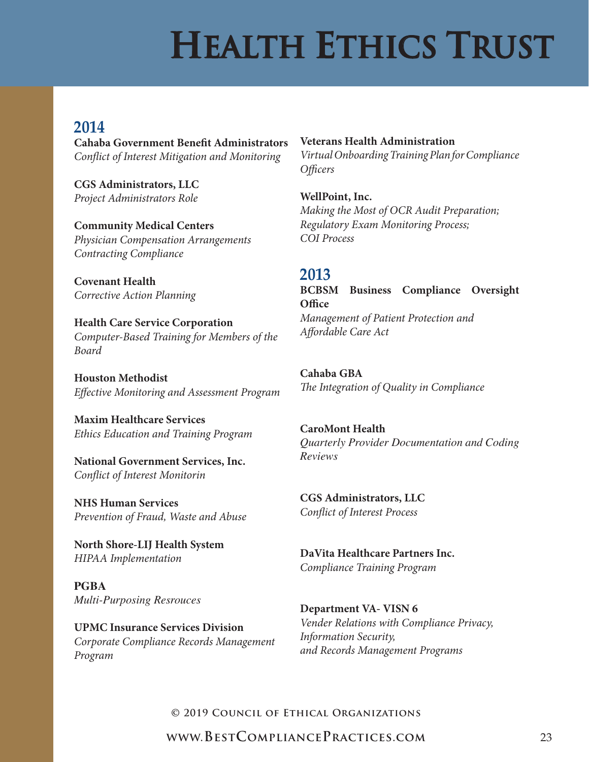# Health Ethics Trust

## 2014

**Cahaba Government Benefit Administrators**
*Conflict of Interest Mitigation and Monitoring*

**CGS Administrators, LLC**
*Project Administrators Role*

**Community Medical Centers**
*Physician Compensation Arrangements Contracting Compliance*

**Covenant Health**
*Corrective Action Planning*

**Health Care Service Corporation**
*Computer-Based Training for Members of the Board*

**Houston Methodist**
*Effective Monitoring and Assessment Program*

**Maxim Healthcare Services**
*Ethics Education and Training Program*

**National Government Services, Inc.**
*Conflict of Interest Monitorin*

**NHS Human Services**
*Prevention of Fraud, Waste and Abuse*

**North Shore-LIJ Health System**
*HIPAA Implementation*

**PGBA**
*Multi-Purposing Resrouces*

**UPMC Insurance Services Division**
*Corporate Compliance Records Management Program*

**Veterans Health Administration**
*Virtual Onboarding Training Plan for Compliance Officers*

**WellPoint, Inc.**
*Making the Most of OCR Audit Preparation;*
*Regulatory Exam Monitoring Process;*
*COI Process*

## 2013

**BCBSM Business Compliance Oversight Office**
*Management of Patient Protection and Affordable Care Act*

**Cahaba GBA**
*The Integration of Quality in Compliance*

**CaroMont Health**
*Quarterly Provider Documentation and Coding Reviews*

**CGS Administrators, LLC**
*Conflict of Interest Process*

**DaVita Healthcare Partners Inc.**
*Compliance Training Program*

**Department VA- VISN 6**
*Vender Relations with Compliance Privacy, Information Security, and Records Management Programs*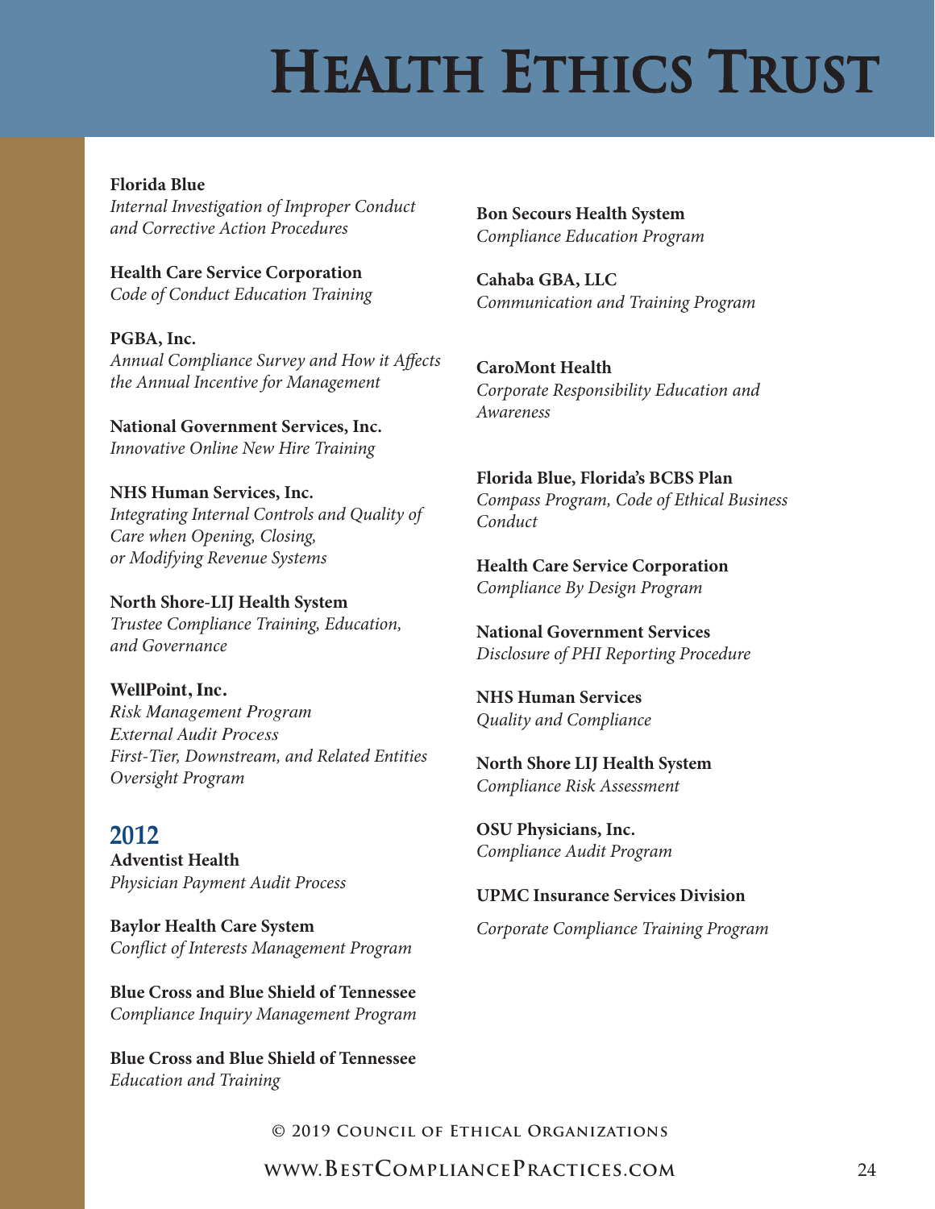# Health Ethics Trust

**Florida Blue**
*Internal Investigation of Improper Conduct and Corrective Action Procedures*

**Health Care Service Corporation**
*Code of Conduct Education Training*

**PGBA, Inc.**
*Annual Compliance Survey and How it Affects the Annual Incentive for Management*

**National Government Services, Inc.**
*Innovative Online New Hire Training*

**NHS Human Services, Inc.**
*Integrating Internal Controls and Quality of Care when Opening, Closing, or Modifying Revenue Systems*

**North Shore-LIJ Health System**
*Trustee Compliance Training, Education, and Governance*

**WellPoint, Inc.**
*Risk Management Program*
*External Audit Process*
*First-Tier, Downstream, and Related Entities Oversight Program*

## 2012

**Adventist Health**
*Physician Payment Audit Process*

**Baylor Health Care System**
*Conflict of Interests Management Program*

**Blue Cross and Blue Shield of Tennessee**
*Compliance Inquiry Management Program*

**Blue Cross and Blue Shield of Tennessee**
*Education and Training*

**Bon Secours Health System**
*Compliance Education Program*

**Cahaba GBA, LLC**
*Communication and Training Program*

**CaroMont Health**
*Corporate Responsibility Education and Awareness*

**Florida Blue, Florida's BCBS Plan**
*Compass Program, Code of Ethical Business Conduct*

**Health Care Service Corporation**
*Compliance By Design Program*

**National Government Services**
*Disclosure of PHI Reporting Procedure*

**NHS Human Services**
*Quality and Compliance*

**North Shore LIJ Health System**
*Compliance Risk Assessment*

**OSU Physicians, Inc.**
*Compliance Audit Program*

**UPMC Insurance Services Division**
*Corporate Compliance Training Program*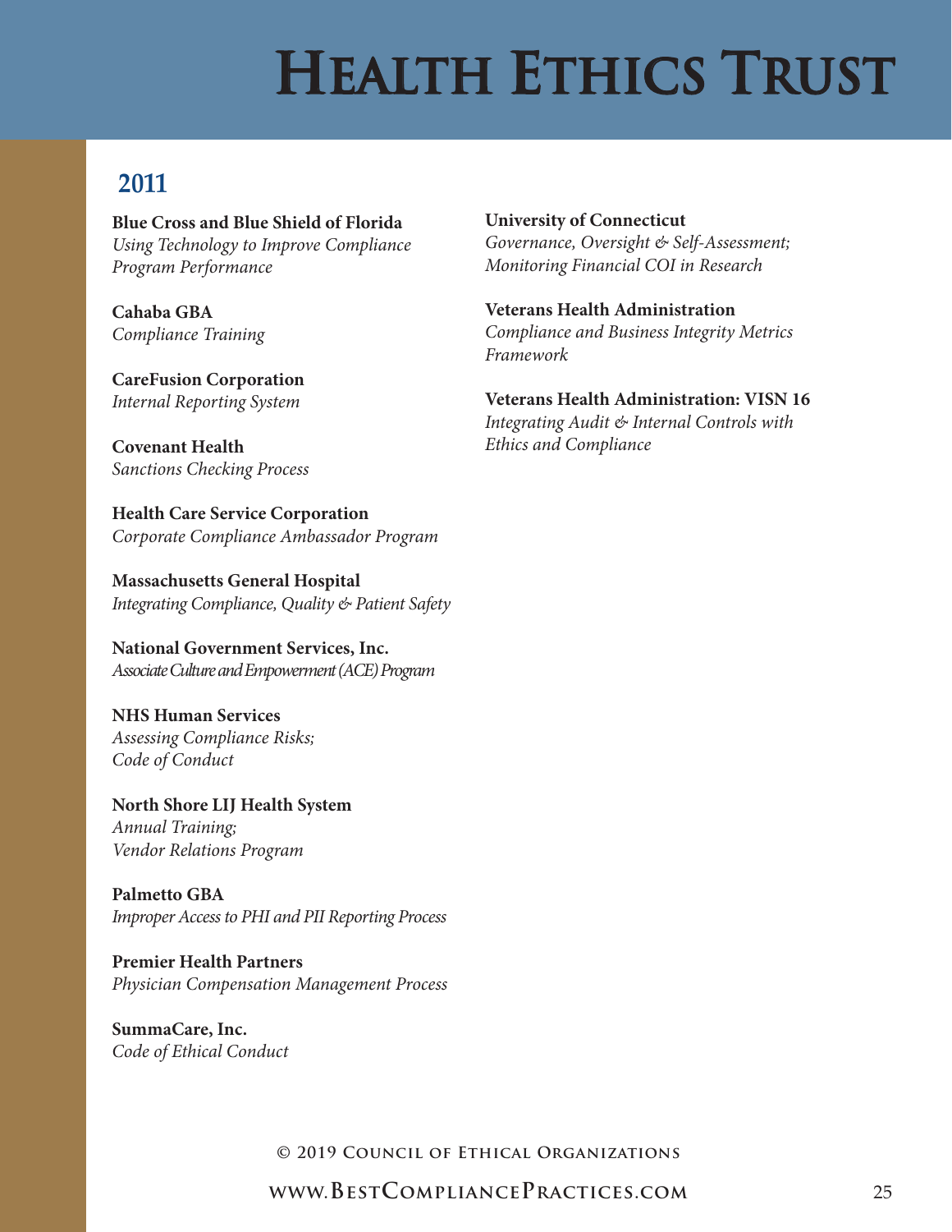## 2011

**Blue Cross and Blue Shield of Florida**
*Using Technology to Improve Compliance Program Performance*

**Cahaba GBA**
*Compliance Training*

**CareFusion Corporation**
*Internal Reporting System*

**Covenant Health**
*Sanctions Checking Process*

**Health Care Service Corporation**
*Corporate Compliance Ambassador Program*

**Massachusetts General Hospital**
*Integrating Compliance, Quality & Patient Safety*

**National Government Services, Inc.**
*Associate Culture and Empowerment (ACE) Program*

**NHS Human Services**
*Assessing Compliance Risks;*
*Code of Conduct*

**North Shore LIJ Health System**
*Annual Training;*
*Vendor Relations Program*

**Palmetto GBA**
*Improper Access to PHI and PII Reporting Process*

**Premier Health Partners**
*Physician Compensation Management Process*

**SummaCare, Inc.**
*Code of Ethical Conduct*

**University of Connecticut**
*Governance, Oversight & Self-Assessment;*
*Monitoring Financial COI in Research*

**Veterans Health Administration**
*Compliance and Business Integrity Metrics Framework*

**Veterans Health Administration: VISN 16**
*Integrating Audit & Internal Controls with Ethics and Compliance*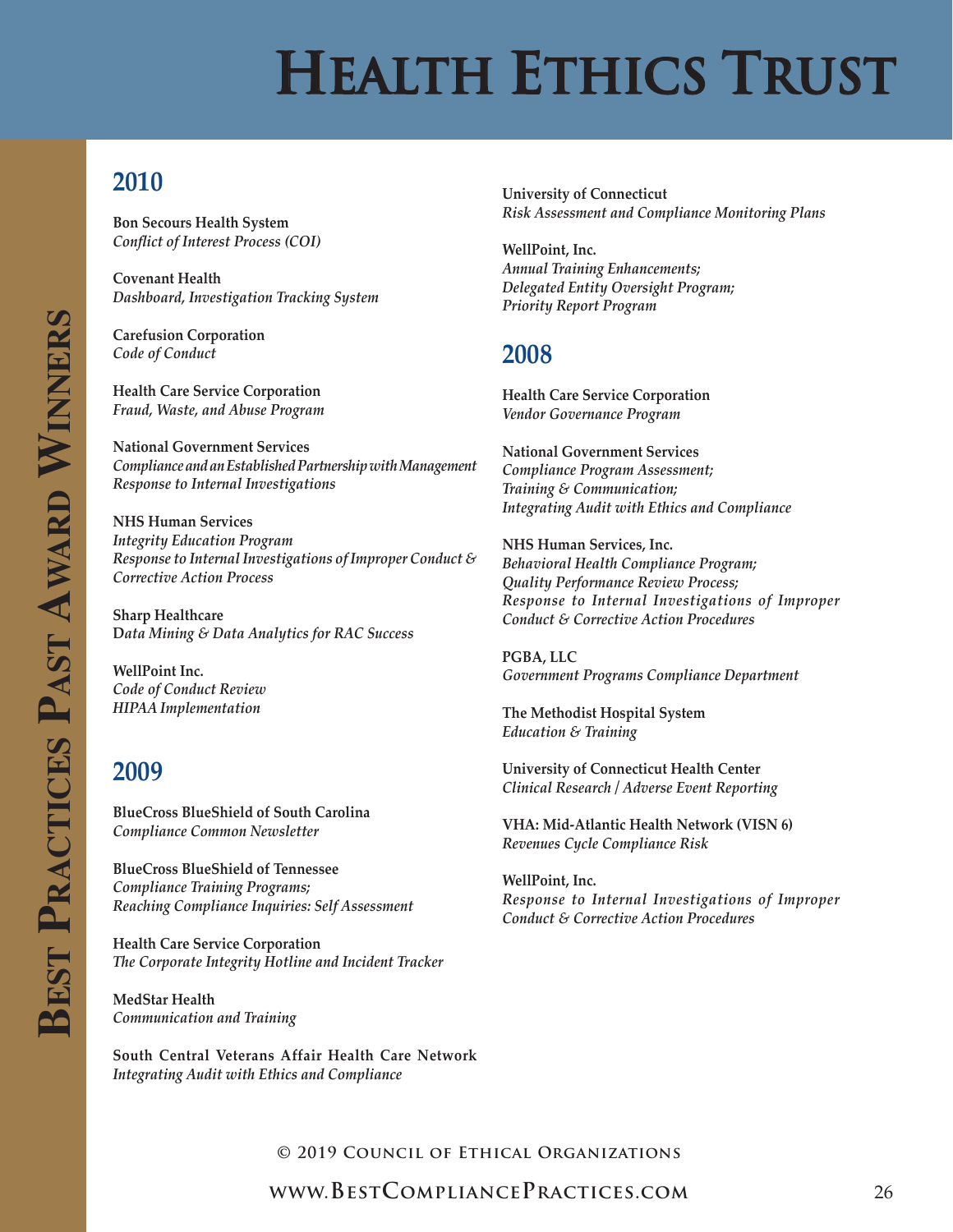# Health Ethics Trust

# Best Practices Past Award Winners

## 2010

**Bon Secours Health System**
*Conflict of Interest Process (COI)*

**Covenant Health**
*Dashboard, Investigation Tracking System*

**Carefusion Corporation**
*Code of Conduct*

**Health Care Service Corporation**
*Fraud, Waste, and Abuse Program*

**National Government Services**
*Compliance and an Established Partnership with Management*
*Response to Internal Investigations*

**NHS Human Services**
*Integrity Education Program*
*Response to Internal Investigations of Improper Conduct & Corrective Action Process*

**Sharp Healthcare**
*Data Mining & Data Analytics for RAC Success*

**WellPoint Inc.**
*Code of Conduct Review*
*HIPAA Implementation*

## 2009

**BlueCross BlueShield of South Carolina**
*Compliance Common Newsletter*

**BlueCross BlueShield of Tennessee**
*Compliance Training Programs;*
*Reaching Compliance Inquiries: Self Assessment*

**Health Care Service Corporation**
*The Corporate Integrity Hotline and Incident Tracker*

**MedStar Health**
*Communication and Training*

**South Central Veterans Affair Health Care Network**
*Integrating Audit with Ethics and Compliance*

**University of Connecticut**
*Risk Assessment and Compliance Monitoring Plans*

**WellPoint, Inc.**
*Annual Training Enhancements;*
*Delegated Entity Oversight Program;*
*Priority Report Program*

## 2008

**Health Care Service Corporation**
*Vendor Governance Program*

**National Government Services**
*Compliance Program Assessment;*
*Training & Communication;*
*Integrating Audit with Ethics and Compliance*

**NHS Human Services, Inc.**
*Behavioral Health Compliance Program;*
*Quality Performance Review Process;*
*Response to Internal Investigations of Improper Conduct & Corrective Action Procedures*

**PGBA, LLC**
*Government Programs Compliance Department*

**The Methodist Hospital System**
*Education & Training*

**University of Connecticut Health Center**
*Clinical Research / Adverse Event Reporting*

**VHA: Mid-Atlantic Health Network (VISN 6)**
*Revenues Cycle Compliance Risk*

**WellPoint, Inc.**
*Response to Internal Investigations of Improper Conduct & Corrective Action Procedures*

© 2019 Council of Ethical Organizations

www.BestCompliancePractices.com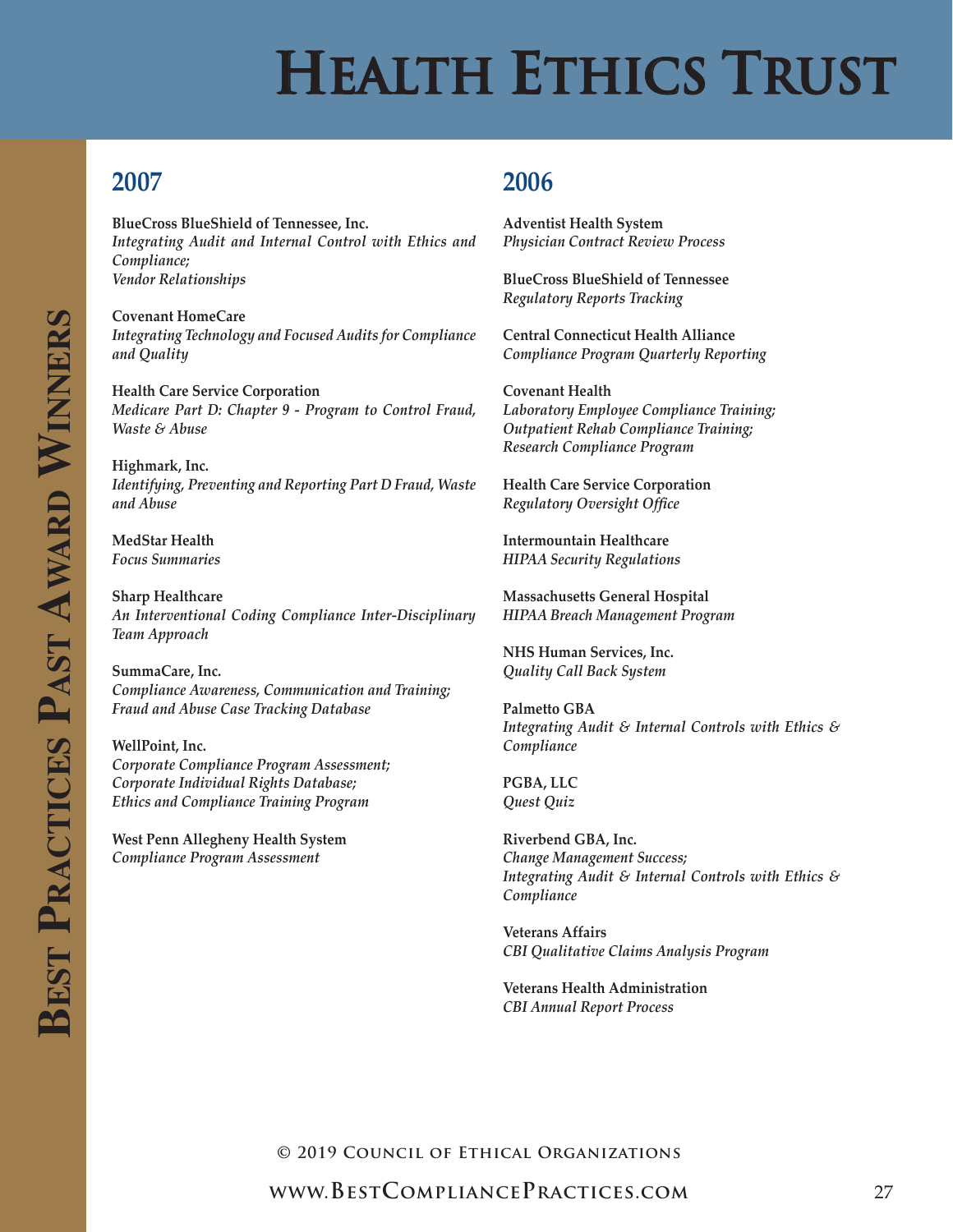# Health Ethics Trust

## Best Practices Past Award Winners

## 2007

**BlueCross BlueShield of Tennessee, Inc.**
*Integrating Audit and Internal Control with Ethics and Compliance;*
*Vendor Relationships*

**Covenant HomeCare**
*Integrating Technology and Focused Audits for Compliance and Quality*

**Health Care Service Corporation**
*Medicare Part D: Chapter 9 - Program to Control Fraud, Waste & Abuse*

**Highmark, Inc.**
*Identifying, Preventing and Reporting Part D Fraud, Waste and Abuse*

**MedStar Health**
*Focus Summaries*

**Sharp Healthcare**
*An Interventional Coding Compliance Inter-Disciplinary Team Approach*

**SummaCare, Inc.**
*Compliance Awareness, Communication and Training;*
*Fraud and Abuse Case Tracking Database*

**WellPoint, Inc.**
*Corporate Compliance Program Assessment;*
*Corporate Individual Rights Database;*
*Ethics and Compliance Training Program*

**West Penn Allegheny Health System**
*Compliance Program Assessment*

## 2006

**Adventist Health System**
*Physician Contract Review Process*

**BlueCross BlueShield of Tennessee**
*Regulatory Reports Tracking*

**Central Connecticut Health Alliance**
*Compliance Program Quarterly Reporting*

**Covenant Health**
*Laboratory Employee Compliance Training;*
*Outpatient Rehab Compliance Training;*
*Research Compliance Program*

**Health Care Service Corporation**
*Regulatory Oversight Office*

**Intermountain Healthcare**
*HIPAA Security Regulations*

**Massachusetts General Hospital**
*HIPAA Breach Management Program*

**NHS Human Services, Inc.**
*Quality Call Back System*

**Palmetto GBA**
*Integrating Audit & Internal Controls with Ethics & Compliance*

**PGBA, LLC**
*Quest Quiz*

**Riverbend GBA, Inc.**
*Change Management Success;*
*Integrating Audit & Internal Controls with Ethics & Compliance*

**Veterans Affairs**
*CBI Qualitative Claims Analysis Program*

**Veterans Health Administration**
*CBI Annual Report Process*

© 2019 Council of Ethical Organizations

www.BestCompliancePractices.com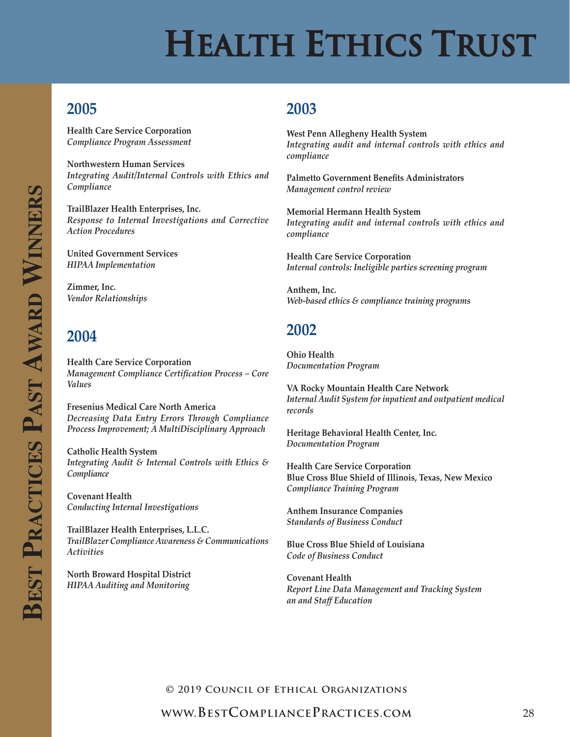# Health Ethics Trust

## Best Practices Past Award Winners

## 2005

**Health Care Service Corporation**
*Compliance Program Assessment*

**Northwestern Human Services**
*Integrating Audit/Internal Controls with Ethics and Compliance*

**TrailBlazer Health Enterprises, Inc.**
*Response to Internal Investigations and Corrective Action Procedures*

**United Government Services**
*HIPAA Implementation*

**Zimmer, Inc.**
*Vendor Relationships*

## 2004

**Health Care Service Corporation**
*Management Compliance Certification Process – Core Values*

**Fresenius Medical Care North America**
*Decreasing Data Entry Errors Through Compliance Process Improvement; A MultiDisciplinary Approach*

**Catholic Health System**
*Integrating Audit & Internal Controls with Ethics & Compliance*

**Covenant Health**
*Conducting Internal Investigations*

**TrailBlazer Health Enterprises, L.L.C.**
*TrailBlazer Compliance Awareness & Communications Activities*

**North Broward Hospital District**
*HIPAA Auditing and Monitoring*

## 2003

**West Penn Allegheny Health System**
*Integrating audit and internal controls with ethics and compliance*

**Palmetto Government Benefits Administrators**
*Management control review*

**Memorial Hermann Health System**
*Integrating audit and internal controls with ethics and compliance*

**Health Care Service Corporation**
*Internal controls: Ineligible parties screening program*

**Anthem, Inc.**
*Web-based ethics & compliance training programs*

## 2002

**Ohio Health**
*Documentation Program*

**VA Rocky Mountain Health Care Network**
*Internal Audit System for inpatient and outpatient medical records*

**Heritage Behavioral Health Center, Inc.**
*Documentation Program*

**Health Care Service Corporation**
**Blue Cross Blue Shield of Illinois, Texas, New Mexico**
*Compliance Training Program*

**Anthem Insurance Companies**
*Standards of Business Conduct*

**Blue Cross Blue Shield of Louisiana**
*Code of Business Conduct*

**Covenant Health**
*Report Line Data Management and Tracking System an and Staff Education*

© 2019 Council of Ethical Organizations

www.BestCompliancePractices.com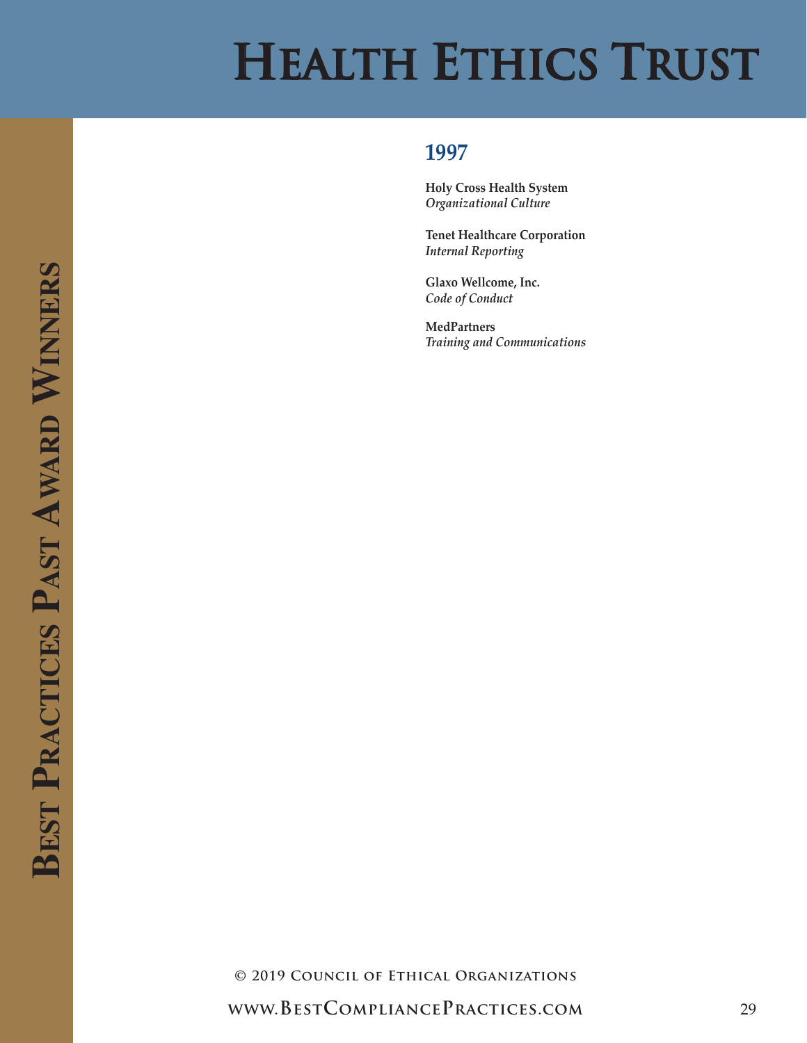# Health Ethics Trust

## 1997

**Holy Cross Health System**
*Organizational Culture*

**Tenet Healthcare Corporation**
*Internal Reporting*

**Glaxo Wellcome, Inc.**
*Code of Conduct*

**MedPartners**
*Training and Communications*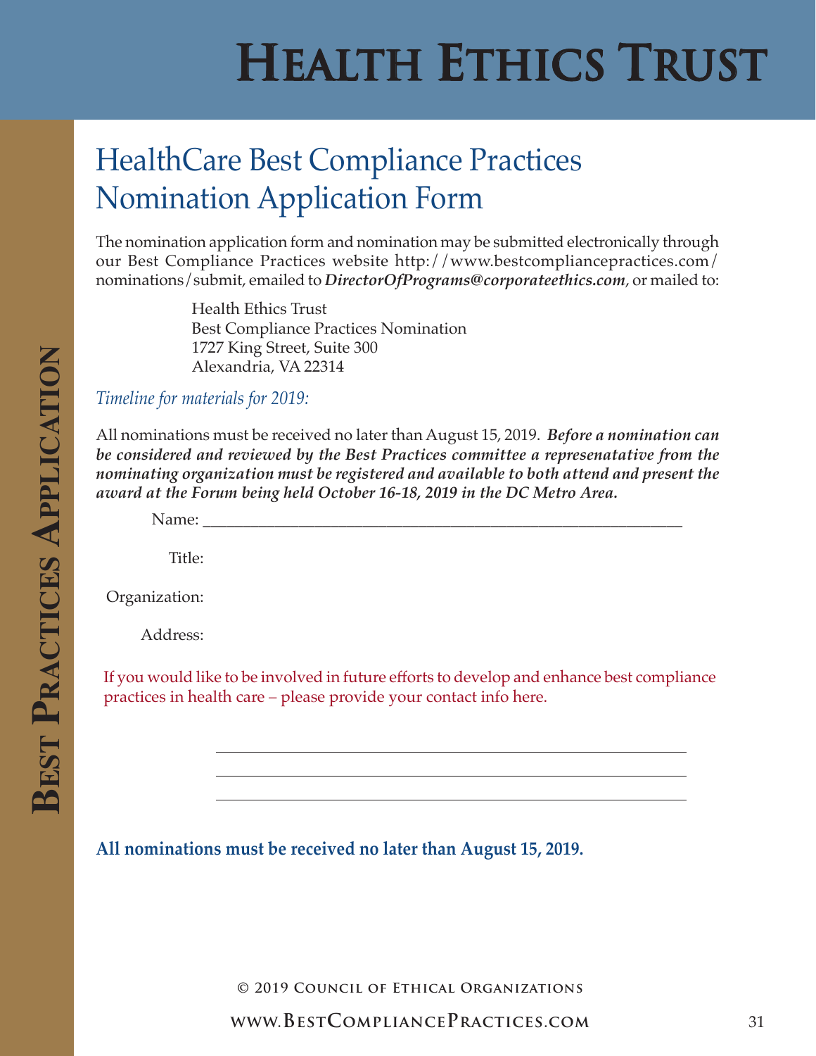# Health Ethics Trust

## HealthCare Best Compliance Practices Nomination Application Form

The nomination application form and nomination may be submitted electronically through our Best Compliance Practices website http://www.bestcompliancepractices.com/nominations/submit, emailed to ***DirectorOfPrograms@corporateethics.com***, or mailed to:

Health Ethics Trust
Best Compliance Practices Nomination
1727 King Street, Suite 300
Alexandria, VA 22314

*Timeline for materials for 2019:*

All nominations must be received no later than August 15, 2019. ***Before a nomination can be considered and reviewed by the Best Practices committee a represenatative from the nominating organization must be registered and available to both attend and present the award at the Forum being held October 16-18, 2019 in the DC Metro Area.***

Name: ____________________________________________________________

Title:

Organization:

Address:

If you would like to be involved in future efforts to develop and enhance best compliance practices in health care – please provide your contact info here.

____________________________________________________________

____________________________________________________________

____________________________________________________________

**All nominations must be received no later than August 15, 2019.**

© 2019 Council of Ethical Organizations

www.BestCompliancePractices.com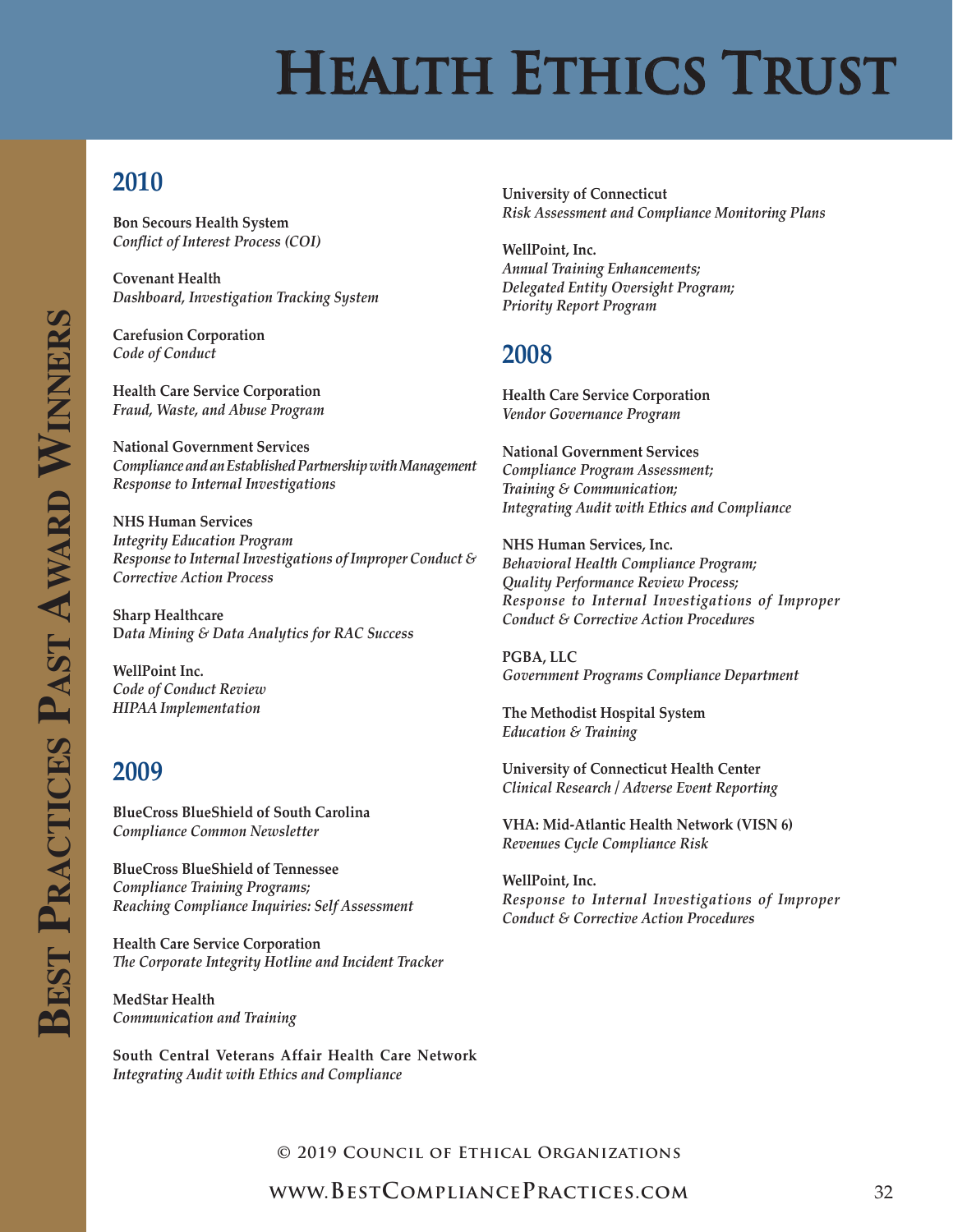# HEALTH ETHICS TRUST

## BEST PRACTICES PAST AWARD WINNERS

## 2010

**Bon Secours Health System**
*Conflict of Interest Process (COI)*

**Covenant Health**
*Dashboard, Investigation Tracking System*

**Carefusion Corporation**
*Code of Conduct*

**Health Care Service Corporation**
*Fraud, Waste, and Abuse Program*

**National Government Services**
*Compliance and an Established Partnership with Management*
*Response to Internal Investigations*

**NHS Human Services**
*Integrity Education Program*
*Response to Internal Investigations of Improper Conduct & Corrective Action Process*

**Sharp Healthcare**
*Data Mining & Data Analytics for RAC Success*

**WellPoint Inc.**
*Code of Conduct Review*
*HIPAA Implementation*

## 2009

**BlueCross BlueShield of South Carolina**
*Compliance Common Newsletter*

**BlueCross BlueShield of Tennessee**
*Compliance Training Programs;*
*Reaching Compliance Inquiries: Self Assessment*

**Health Care Service Corporation**
*The Corporate Integrity Hotline and Incident Tracker*

**MedStar Health**
*Communication and Training*

**South Central Veterans Affair Health Care Network**
*Integrating Audit with Ethics and Compliance*

**University of Connecticut**
*Risk Assessment and Compliance Monitoring Plans*

**WellPoint, Inc.**
*Annual Training Enhancements;*
*Delegated Entity Oversight Program;*
*Priority Report Program*

## 2008

**Health Care Service Corporation**
*Vendor Governance Program*

**National Government Services**
*Compliance Program Assessment;*
*Training & Communication;*
*Integrating Audit with Ethics and Compliance*

**NHS Human Services, Inc.**
*Behavioral Health Compliance Program;*
*Quality Performance Review Process;*
*Response to Internal Investigations of Improper Conduct & Corrective Action Procedures*

**PGBA, LLC**
*Government Programs Compliance Department*

**The Methodist Hospital System**
*Education & Training*

**University of Connecticut Health Center**
*Clinical Research / Adverse Event Reporting*

**VHA: Mid-Atlantic Health Network (VISN 6)**
*Revenues Cycle Compliance Risk*

**WellPoint, Inc.**
*Response to Internal Investigations of Improper Conduct & Corrective Action Procedures*

© 2019 Council of Ethical Organizations

www.BestCompliancePractices.com